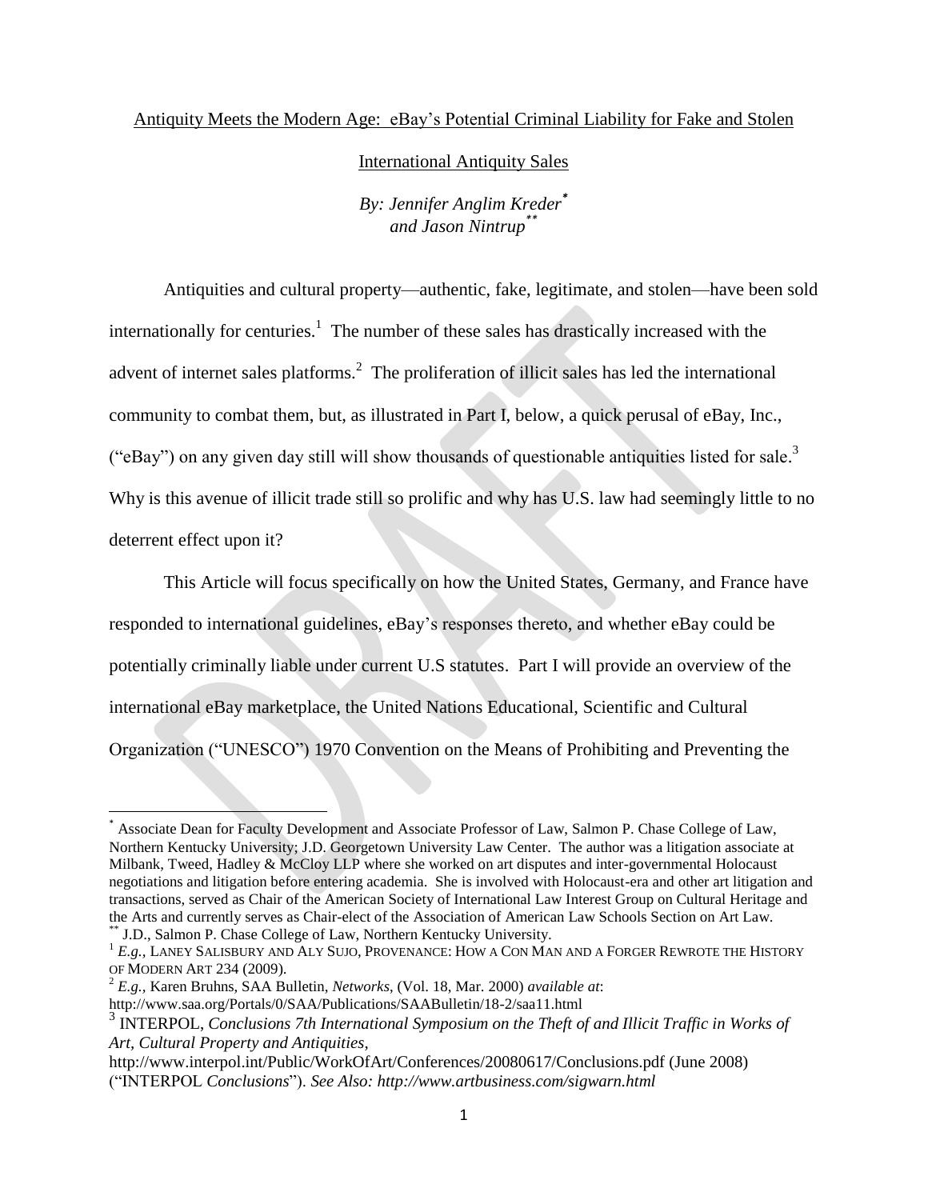Antiquity Meets the Modern Age: eBay's Potential Criminal Liability for Fake and Stolen International Antiquity Sales

*By: Jennifer Anglim Kreder*[*]
*and Jason Nintrup*[**]

Antiquities and cultural property—authentic, fake, legitimate, and stolen—have been sold internationally for centuries.[1] The number of these sales has drastically increased with the advent of internet sales platforms.[2] The proliferation of illicit sales has led the international community to combat them, but, as illustrated in Part I, below, a quick perusal of eBay, Inc., ("eBay") on any given day still will show thousands of questionable antiquities listed for sale.[3] Why is this avenue of illicit trade still so prolific and why has U.S. law had seemingly little to no deterrent effect upon it?

This Article will focus specifically on how the United States, Germany, and France have responded to international guidelines, eBay's responses thereto, and whether eBay could be potentially criminally liable under current U.S statutes. Part I will provide an overview of the international eBay marketplace, the United Nations Educational, Scientific and Cultural Organization ("UNESCO") 1970 Convention on the Means of Prohibiting and Preventing the

---

[*] Associate Dean for Faculty Development and Associate Professor of Law, Salmon P. Chase College of Law, Northern Kentucky University; J.D. Georgetown University Law Center. The author was a litigation associate at Milbank, Tweed, Hadley & McCloy LLP where she worked on art disputes and inter-governmental Holocaust negotiations and litigation before entering academia. She is involved with Holocaust-era and other art litigation and transactions, served as Chair of the American Society of International Law Interest Group on Cultural Heritage and the Arts and currently serves as Chair-elect of the Association of American Law Schools Section on Art Law.

[**] J.D., Salmon P. Chase College of Law, Northern Kentucky University.

[1] *E.g.*, LANEY SALISBURY AND ALY SUJO, PROVENANCE: HOW A CON MAN AND A FORGER REWROTE THE HISTORY OF MODERN ART 234 (2009).

[2] *E.g.*, Karen Bruhns, SAA Bulletin, *Networks*, (Vol. 18, Mar. 2000) *available at*: http://www.saa.org/Portals/0/SAA/Publications/SAABulletin/18-2/saa11.html

[3] INTERPOL, *Conclusions 7th International Symposium on the Theft of and Illicit Traffic in Works of Art, Cultural Property and Antiquities*, http://www.interpol.int/Public/WorkOfArt/Conferences/20080617/Conclusions.pdf (June 2008) ("INTERPOL *Conclusions*"). *See Also: http://www.artbusiness.com/sigwarn.html*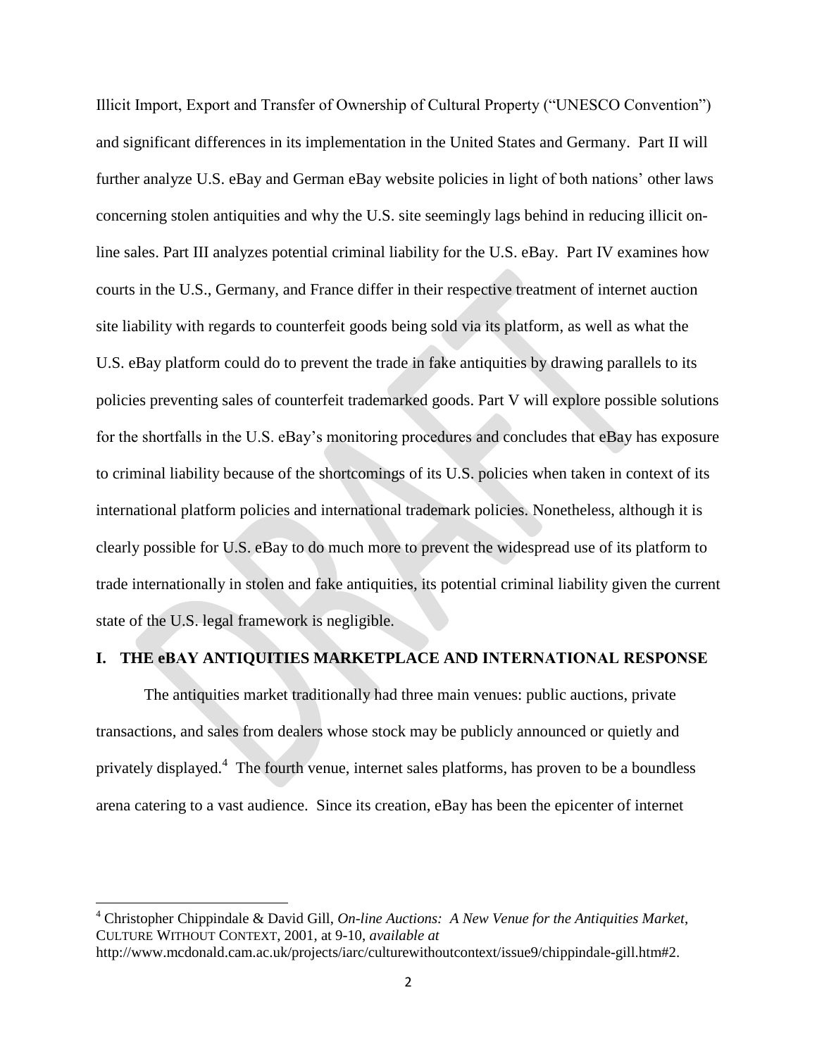Illicit Import, Export and Transfer of Ownership of Cultural Property ("UNESCO Convention") and significant differences in its implementation in the United States and Germany. Part II will further analyze U.S. eBay and German eBay website policies in light of both nations' other laws concerning stolen antiquities and why the U.S. site seemingly lags behind in reducing illicit on-line sales. Part III analyzes potential criminal liability for the U.S. eBay. Part IV examines how courts in the U.S., Germany, and France differ in their respective treatment of internet auction site liability with regards to counterfeit goods being sold via its platform, as well as what the U.S. eBay platform could do to prevent the trade in fake antiquities by drawing parallels to its policies preventing sales of counterfeit trademarked goods. Part V will explore possible solutions for the shortfalls in the U.S. eBay's monitoring procedures and concludes that eBay has exposure to criminal liability because of the shortcomings of its U.S. policies when taken in context of its international platform policies and international trademark policies. Nonetheless, although it is clearly possible for U.S. eBay to do much more to prevent the widespread use of its platform to trade internationally in stolen and fake antiquities, its potential criminal liability given the current state of the U.S. legal framework is negligible.

## I. THE eBAY ANTIQUITIES MARKETPLACE AND INTERNATIONAL RESPONSE

The antiquities market traditionally had three main venues: public auctions, private transactions, and sales from dealers whose stock may be publicly announced or quietly and privately displayed.[4] The fourth venue, internet sales platforms, has proven to be a boundless arena catering to a vast audience. Since its creation, eBay has been the epicenter of internet

---

[4] Christopher Chippindale & David Gill, *On-line Auctions: A New Venue for the Antiquities Market*, CULTURE WITHOUT CONTEXT, 2001, at 9-10, *available at* http://www.mcdonald.cam.ac.uk/projects/iarc/culturewithoutcontext/issue9/chippindale-gill.htm#2.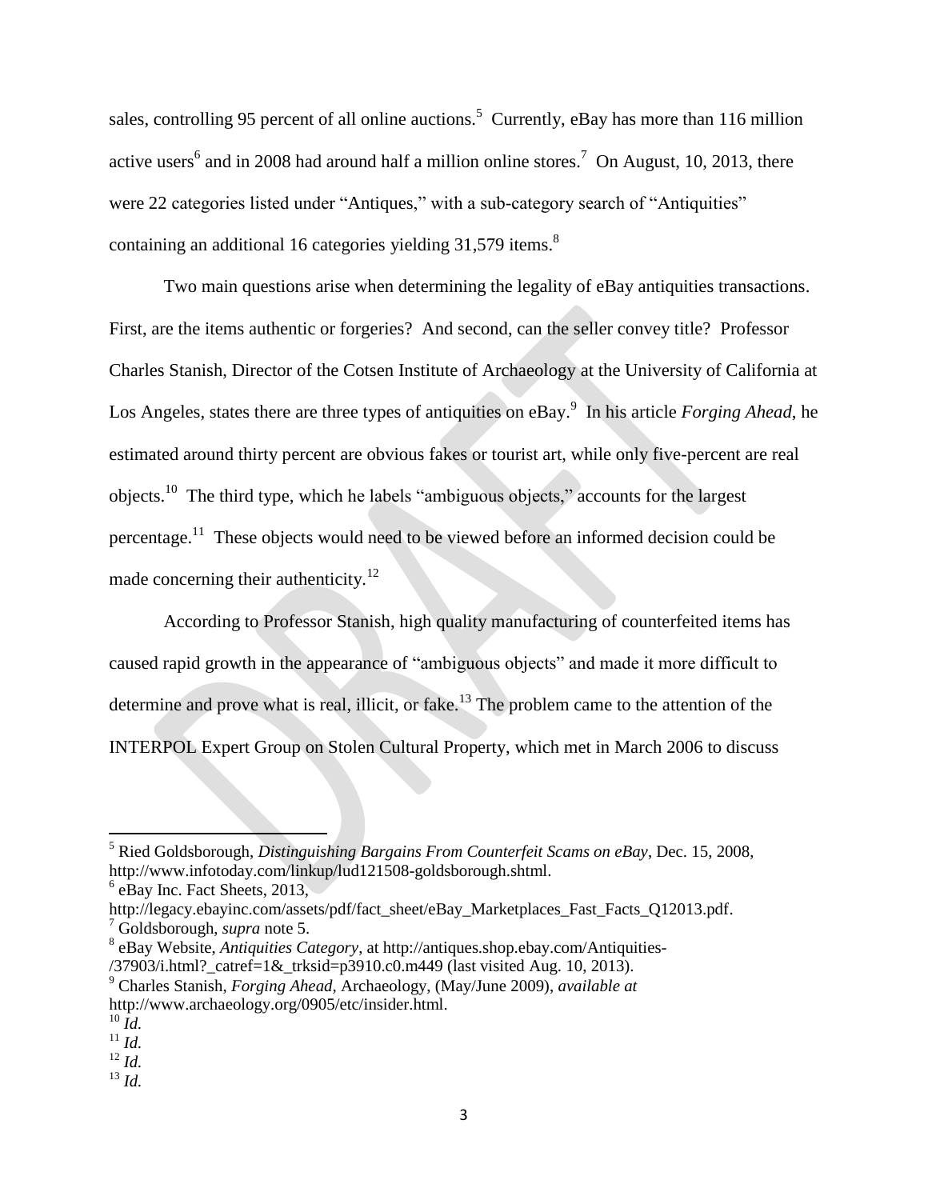sales, controlling 95 percent of all online auctions.[5] Currently, eBay has more than 116 million active users[6] and in 2008 had around half a million online stores.[7] On August, 10, 2013, there were 22 categories listed under "Antiques," with a sub-category search of "Antiquities" containing an additional 16 categories yielding 31,579 items.[8]

Two main questions arise when determining the legality of eBay antiquities transactions. First, are the items authentic or forgeries? And second, can the seller convey title? Professor Charles Stanish, Director of the Cotsen Institute of Archaeology at the University of California at Los Angeles, states there are three types of antiquities on eBay.[9] In his article *Forging Ahead*, he estimated around thirty percent are obvious fakes or tourist art, while only five-percent are real objects.[10] The third type, which he labels "ambiguous objects," accounts for the largest percentage.[11] These objects would need to be viewed before an informed decision could be made concerning their authenticity.[12]

According to Professor Stanish, high quality manufacturing of counterfeited items has caused rapid growth in the appearance of "ambiguous objects" and made it more difficult to determine and prove what is real, illicit, or fake.[13] The problem came to the attention of the INTERPOL Expert Group on Stolen Cultural Property, which met in March 2006 to discuss

---

[5] Ried Goldsborough, *Distinguishing Bargains From Counterfeit Scams on eBay*, Dec. 15, 2008, http://www.infotoday.com/linkup/lud121508-goldsborough.shtml.

[6] eBay Inc. Fact Sheets, 2013, http://legacy.ebayinc.com/assets/pdf/fact_sheet/eBay_Marketplaces_Fast_Facts_Q12013.pdf.

[7] Goldsborough, *supra* note 5.

[8] eBay Website, *Antiquities Category*, at http://antiques.shop.ebay.com/Antiquities-/37903/i.html?_catref=1&_trksid=p3910.c0.m449 (last visited Aug. 10, 2013).

[9] Charles Stanish, *Forging Ahead*, Archaeology, (May/June 2009), *available at* http://www.archaeology.org/0905/etc/insider.html.

[10] *Id.*

[11] *Id.*

[12] *Id.*

[13] *Id.*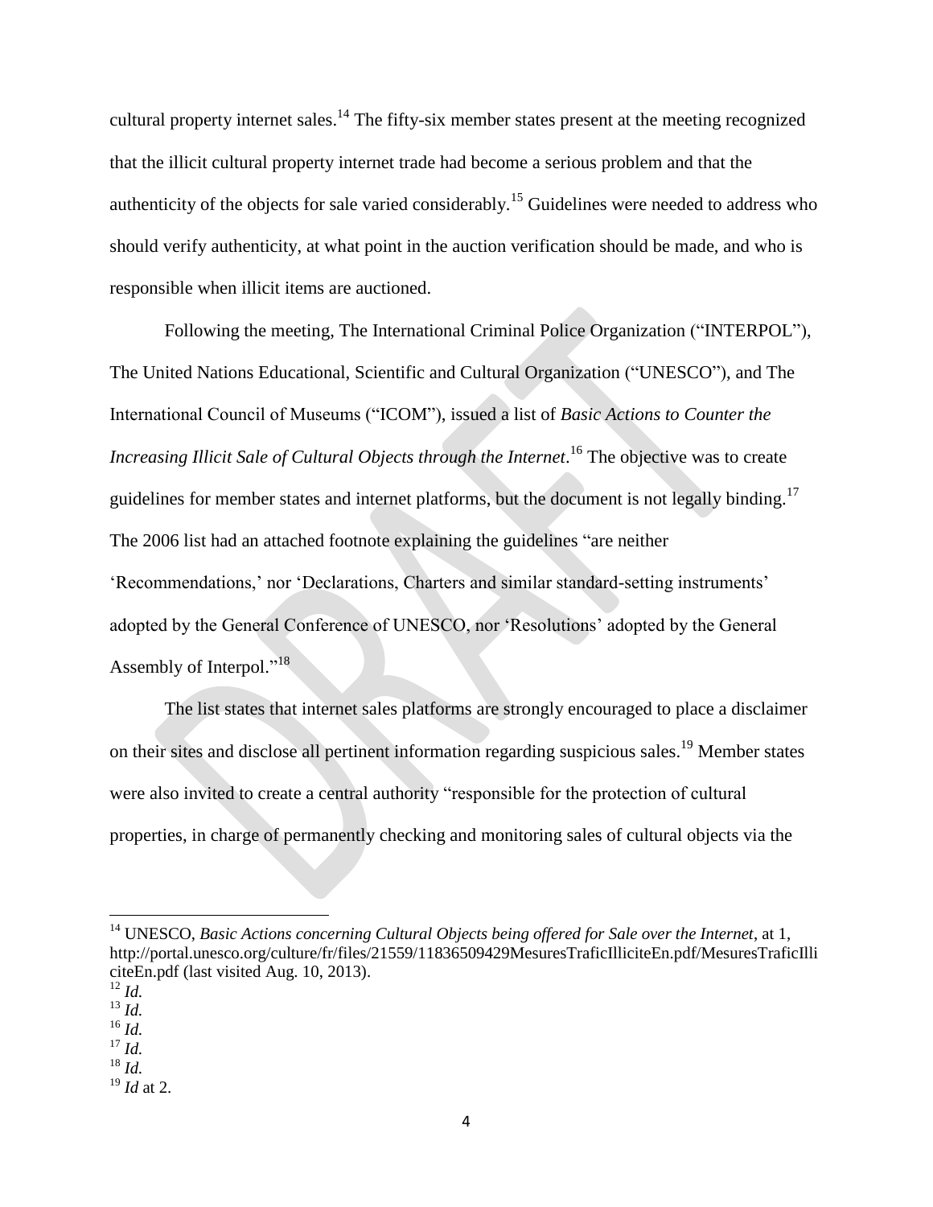cultural property internet sales.[14] The fifty-six member states present at the meeting recognized that the illicit cultural property internet trade had become a serious problem and that the authenticity of the objects for sale varied considerably.[15] Guidelines were needed to address who should verify authenticity, at what point in the auction verification should be made, and who is responsible when illicit items are auctioned.

Following the meeting, The International Criminal Police Organization ("INTERPOL"), The United Nations Educational, Scientific and Cultural Organization ("UNESCO"), and The International Council of Museums ("ICOM"), issued a list of *Basic Actions to Counter the Increasing Illicit Sale of Cultural Objects through the Internet*.[16] The objective was to create guidelines for member states and internet platforms, but the document is not legally binding.[17] The 2006 list had an attached footnote explaining the guidelines "are neither 'Recommendations,' nor 'Declarations, Charters and similar standard-setting instruments' adopted by the General Conference of UNESCO, nor 'Resolutions' adopted by the General Assembly of Interpol."[18]

The list states that internet sales platforms are strongly encouraged to place a disclaimer on their sites and disclose all pertinent information regarding suspicious sales.[19] Member states were also invited to create a central authority "responsible for the protection of cultural properties, in charge of permanently checking and monitoring sales of cultural objects via the

---

[14] UNESCO, *Basic Actions concerning Cultural Objects being offered for Sale over the Internet*, at 1, http://portal.unesco.org/culture/fr/files/21559/11836509429MesuresTraficIlliciteEn.pdf/MesuresTraficIlliciteEn.pdf (last visited Aug. 10, 2013).

[12] *Id.*

[13] *Id.*

[16] *Id.*

[17] *Id.*

[18] *Id.*

[19] *Id* at 2.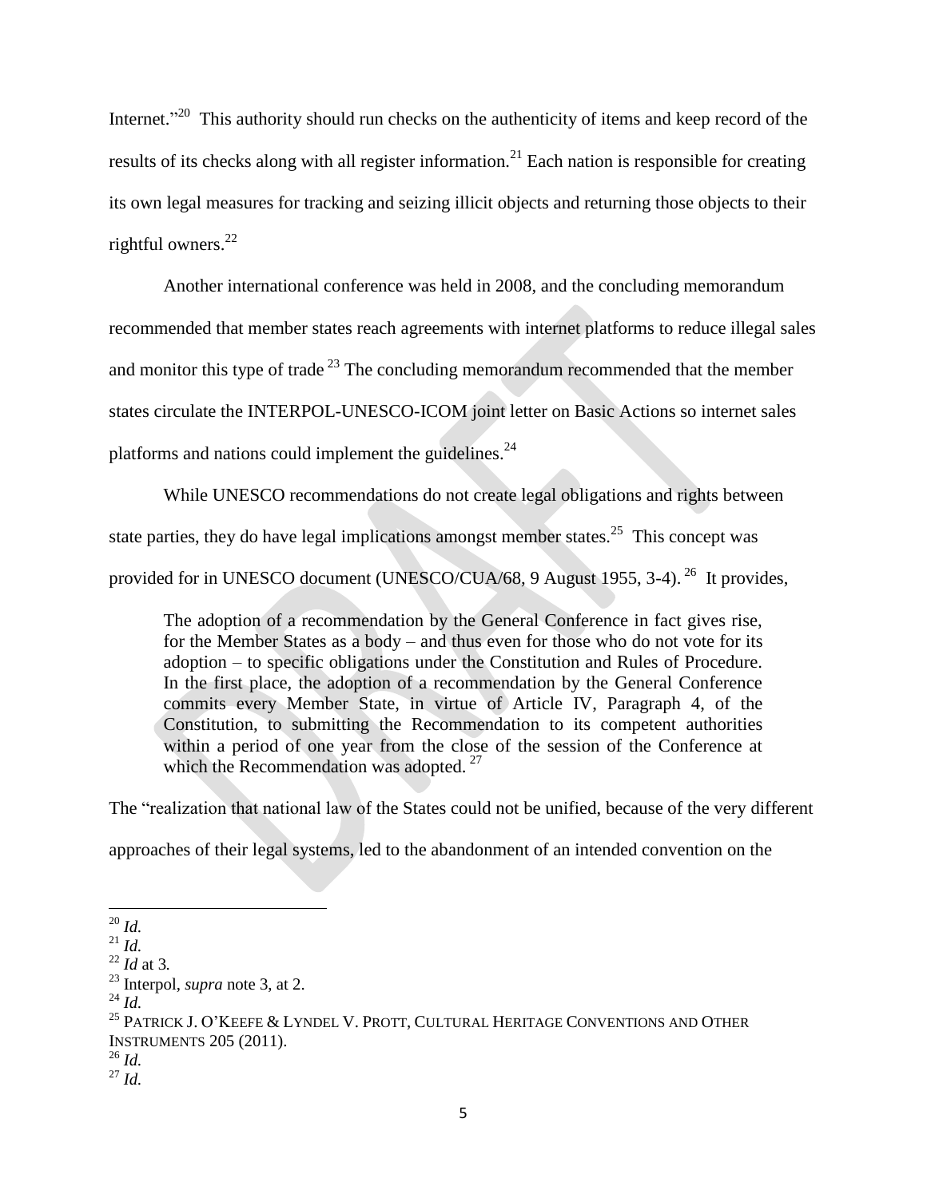Internet."[20] This authority should run checks on the authenticity of items and keep record of the results of its checks along with all register information.[21] Each nation is responsible for creating its own legal measures for tracking and seizing illicit objects and returning those objects to their rightful owners.[22]

Another international conference was held in 2008, and the concluding memorandum recommended that member states reach agreements with internet platforms to reduce illegal sales and monitor this type of trade [23] The concluding memorandum recommended that the member states circulate the INTERPOL-UNESCO-ICOM joint letter on Basic Actions so internet sales platforms and nations could implement the guidelines.[24]

While UNESCO recommendations do not create legal obligations and rights between state parties, they do have legal implications amongst member states.[25] This concept was provided for in UNESCO document (UNESCO/CUA/68, 9 August 1955, 3-4).[26] It provides,

> The adoption of a recommendation by the General Conference in fact gives rise, for the Member States as a body – and thus even for those who do not vote for its adoption – to specific obligations under the Constitution and Rules of Procedure. In the first place, the adoption of a recommendation by the General Conference commits every Member State, in virtue of Article IV, Paragraph 4, of the Constitution, to submitting the Recommendation to its competent authorities within a period of one year from the close of the session of the Conference at which the Recommendation was adopted.[27]

The "realization that national law of the States could not be unified, because of the very different approaches of their legal systems, led to the abandonment of an intended convention on the

---

[20] *Id.*

[21] *Id.*

[22] *Id* at 3*.*

[23] Interpol, *supra* note 3, at 2.

[24] *Id.*

[25] PATRICK J. O'KEEFE & LYNDEL V. PROTT, CULTURAL HERITAGE CONVENTIONS AND OTHER INSTRUMENTS 205 (2011).

[26] *Id.*

[27] *Id.*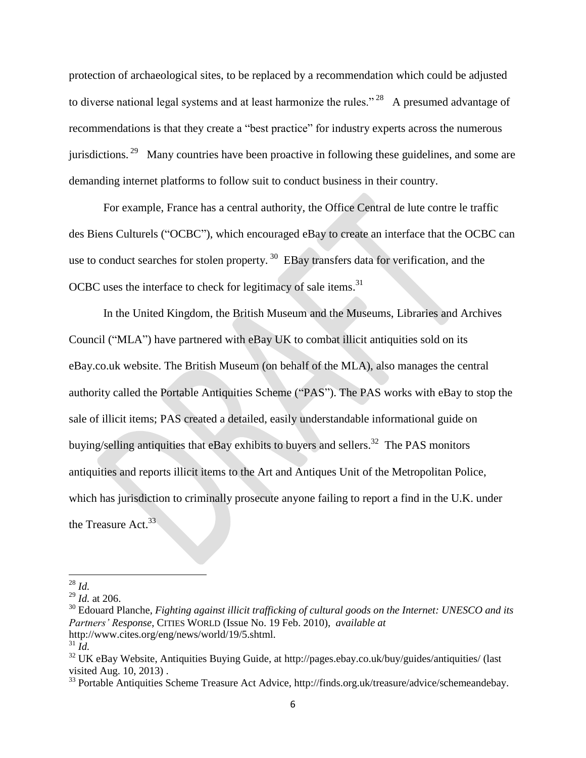protection of archaeological sites, to be replaced by a recommendation which could be adjusted to diverse national legal systems and at least harmonize the rules."[28] A presumed advantage of recommendations is that they create a "best practice" for industry experts across the numerous jurisdictions.[29] Many countries have been proactive in following these guidelines, and some are demanding internet platforms to follow suit to conduct business in their country.

For example, France has a central authority, the Office Central de lute contre le traffic des Biens Culturels ("OCBC"), which encouraged eBay to create an interface that the OCBC can use to conduct searches for stolen property.[30] EBay transfers data for verification, and the OCBC uses the interface to check for legitimacy of sale items.[31]

In the United Kingdom, the British Museum and the Museums, Libraries and Archives Council ("MLA") have partnered with eBay UK to combat illicit antiquities sold on its eBay.co.uk website. The British Museum (on behalf of the MLA), also manages the central authority called the Portable Antiquities Scheme ("PAS"). The PAS works with eBay to stop the sale of illicit items; PAS created a detailed, easily understandable informational guide on buying/selling antiquities that eBay exhibits to buyers and sellers.[32] The PAS monitors antiquities and reports illicit items to the Art and Antiques Unit of the Metropolitan Police, which has jurisdiction to criminally prosecute anyone failing to report a find in the U.K. under the Treasure Act.[33]

---

[28] *Id.*

[29] *Id.* at 206.

[30] Edouard Planche, *Fighting against illicit trafficking of cultural goods on the Internet: UNESCO and its Partners' Response*, CITIES WORLD (Issue No. 19 Feb. 2010), *available at* http://www.cites.org/eng/news/world/19/5.shtml.

[31] *Id.*

[32] UK eBay Website, Antiquities Buying Guide, at http://pages.ebay.co.uk/buy/guides/antiquities/ (last visited Aug. 10, 2013) .

[33] Portable Antiquities Scheme Treasure Act Advice, http://finds.org.uk/treasure/advice/schemeandebay.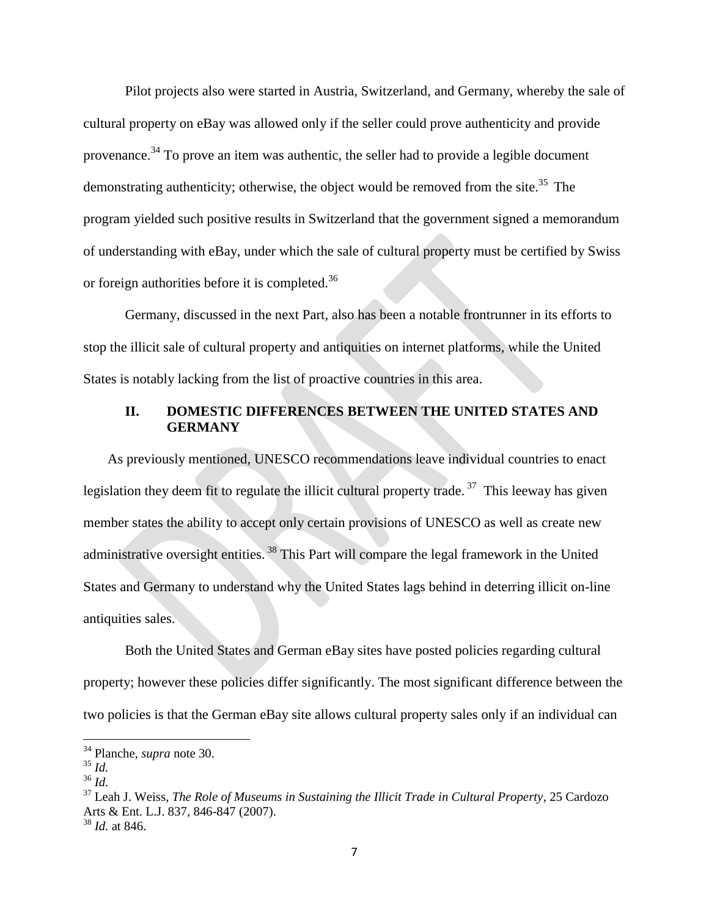Pilot projects also were started in Austria, Switzerland, and Germany, whereby the sale of cultural property on eBay was allowed only if the seller could prove authenticity and provide provenance.[34] To prove an item was authentic, the seller had to provide a legible document demonstrating authenticity; otherwise, the object would be removed from the site.[35] The program yielded such positive results in Switzerland that the government signed a memorandum of understanding with eBay, under which the sale of cultural property must be certified by Swiss or foreign authorities before it is completed.[36]

Germany, discussed in the next Part, also has been a notable frontrunner in its efforts to stop the illicit sale of cultural property and antiquities on internet platforms, while the United States is notably lacking from the list of proactive countries in this area.

## II. DOMESTIC DIFFERENCES BETWEEN THE UNITED STATES AND GERMANY

As previously mentioned, UNESCO recommendations leave individual countries to enact legislation they deem fit to regulate the illicit cultural property trade.[37] This leeway has given member states the ability to accept only certain provisions of UNESCO as well as create new administrative oversight entities.[38] This Part will compare the legal framework in the United States and Germany to understand why the United States lags behind in deterring illicit on-line antiquities sales.

Both the United States and German eBay sites have posted policies regarding cultural property; however these policies differ significantly. The most significant difference between the two policies is that the German eBay site allows cultural property sales only if an individual can

---

[34] Planche, *supra* note 30.

[35] *Id.*

[36] *Id.*

[37] Leah J. Weiss, *The Role of Museums in Sustaining the Illicit Trade in Cultural Property*, 25 Cardozo Arts & Ent. L.J. 837, 846-847 (2007).

[38] *Id.* at 846.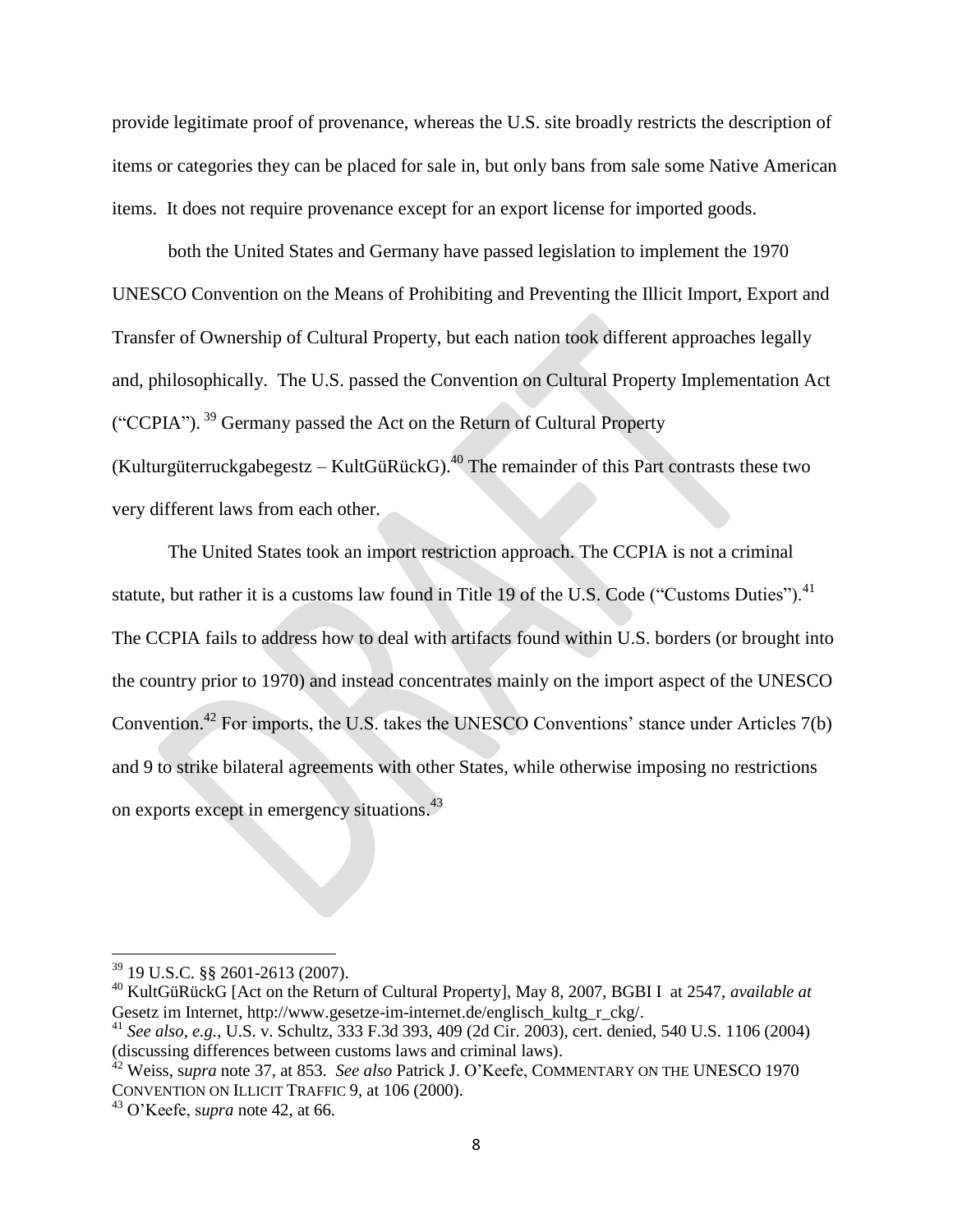provide legitimate proof of provenance, whereas the U.S. site broadly restricts the description of items or categories they can be placed for sale in, but only bans from sale some Native American items. It does not require provenance except for an export license for imported goods.

both the United States and Germany have passed legislation to implement the 1970 UNESCO Convention on the Means of Prohibiting and Preventing the Illicit Import, Export and Transfer of Ownership of Cultural Property, but each nation took different approaches legally and, philosophically. The U.S. passed the Convention on Cultural Property Implementation Act ("CCPIA").[39] Germany passed the Act on the Return of Cultural Property (Kulturgüterruckgabegestz – KultGüRückG).[40] The remainder of this Part contrasts these two very different laws from each other.

The United States took an import restriction approach. The CCPIA is not a criminal statute, but rather it is a customs law found in Title 19 of the U.S. Code ("Customs Duties").[41] The CCPIA fails to address how to deal with artifacts found within U.S. borders (or brought into the country prior to 1970) and instead concentrates mainly on the import aspect of the UNESCO Convention.[42] For imports, the U.S. takes the UNESCO Conventions' stance under Articles 7(b) and 9 to strike bilateral agreements with other States, while otherwise imposing no restrictions on exports except in emergency situations.[43]

---

[39] 19 U.S.C. §§ 2601-2613 (2007).

[40] KultGüRückG [Act on the Return of Cultural Property], May 8, 2007, BGBI I at 2547, *available at* Gesetz im Internet, http://www.gesetze-im-internet.de/englisch_kultg_r_ckg/.

[41] *See also*, *e.g.*, U.S. v. Schultz, 333 F.3d 393, 409 (2d Cir. 2003), cert. denied, 540 U.S. 1106 (2004) (discussing differences between customs laws and criminal laws).

[42] Weiss, s*upra* note 37, at 853. *See also* Patrick J. O'Keefe, COMMENTARY ON THE UNESCO 1970 CONVENTION ON ILLICIT TRAFFIC 9, at 106 (2000).

[43] O'Keefe, s*upra* note 42, at 66.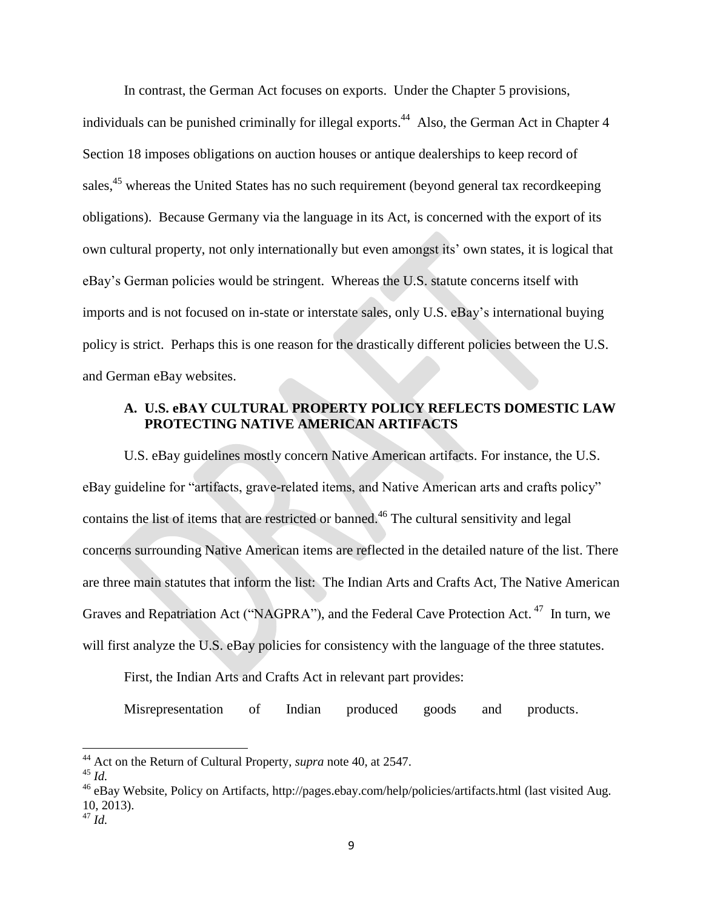In contrast, the German Act focuses on exports. Under the Chapter 5 provisions, individuals can be punished criminally for illegal exports.[44] Also, the German Act in Chapter 4 Section 18 imposes obligations on auction houses or antique dealerships to keep record of sales,[45] whereas the United States has no such requirement (beyond general tax recordkeeping obligations). Because Germany via the language in its Act, is concerned with the export of its own cultural property, not only internationally but even amongst its' own states, it is logical that eBay's German policies would be stringent. Whereas the U.S. statute concerns itself with imports and is not focused on in-state or interstate sales, only U.S. eBay's international buying policy is strict. Perhaps this is one reason for the drastically different policies between the U.S. and German eBay websites.

### A. U.S. eBAY CULTURAL PROPERTY POLICY REFLECTS DOMESTIC LAW PROTECTING NATIVE AMERICAN ARTIFACTS

U.S. eBay guidelines mostly concern Native American artifacts. For instance, the U.S. eBay guideline for "artifacts, grave-related items, and Native American arts and crafts policy" contains the list of items that are restricted or banned.[46] The cultural sensitivity and legal concerns surrounding Native American items are reflected in the detailed nature of the list. There are three main statutes that inform the list: The Indian Arts and Crafts Act, The Native American Graves and Repatriation Act ("NAGPRA"), and the Federal Cave Protection Act.[47] In turn, we will first analyze the U.S. eBay policies for consistency with the language of the three statutes.

First, the Indian Arts and Crafts Act in relevant part provides:

Misrepresentation of Indian produced goods and products.

---

[44] Act on the Return of Cultural Property, *supra* note 40, at 2547.

[45] *Id.*

[46] eBay Website, Policy on Artifacts, http://pages.ebay.com/help/policies/artifacts.html (last visited Aug. 10, 2013).

[47] *Id.*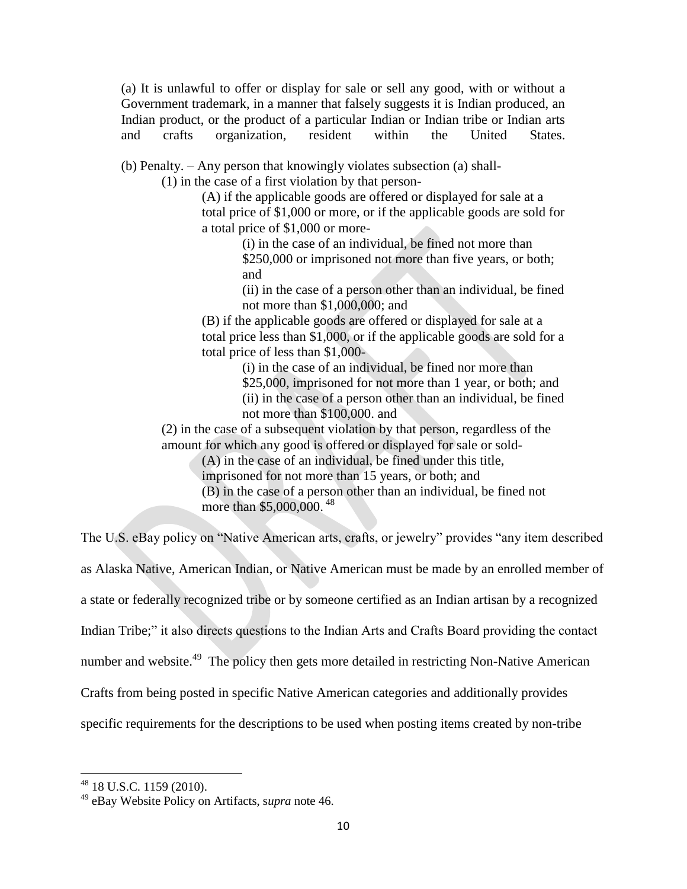(a) It is unlawful to offer or display for sale or sell any good, with or without a Government trademark, in a manner that falsely suggests it is Indian produced, an Indian product, or the product of a particular Indian or Indian tribe or Indian arts and crafts organization, resident within the United States.

(b) Penalty. – Any person that knowingly violates subsection (a) shall-

(1) in the case of a first violation by that person-

(A) if the applicable goods are offered or displayed for sale at a total price of $1,000 or more, or if the applicable goods are sold for a total price of $1,000 or more-

(i) in the case of an individual, be fined not more than $250,000 or imprisoned not more than five years, or both; and

(ii) in the case of a person other than an individual, be fined not more than $1,000,000; and

(B) if the applicable goods are offered or displayed for sale at a total price less than $1,000, or if the applicable goods are sold for a total price of less than $1,000-

(i) in the case of an individual, be fined nor more than $25,000, imprisoned for not more than 1 year, or both; and

(ii) in the case of a person other than an individual, be fined not more than $100,000. and

(2) in the case of a subsequent violation by that person, regardless of the amount for which any good is offered or displayed for sale or sold-

(A) in the case of an individual, be fined under this title, imprisoned for not more than 15 years, or both; and

(B) in the case of a person other than an individual, be fined not more than $5,000,000. [48]

The U.S. eBay policy on "Native American arts, crafts, or jewelry" provides "any item described as Alaska Native, American Indian, or Native American must be made by an enrolled member of a state or federally recognized tribe or by someone certified as an Indian artisan by a recognized Indian Tribe;" it also directs questions to the Indian Arts and Crafts Board providing the contact number and website.[49] The policy then gets more detailed in restricting Non-Native American Crafts from being posted in specific Native American categories and additionally provides specific requirements for the descriptions to be used when posting items created by non-tribe

---

[48] 18 U.S.C. 1159 (2010).

[49] eBay Website Policy on Artifacts, *supra* note 46.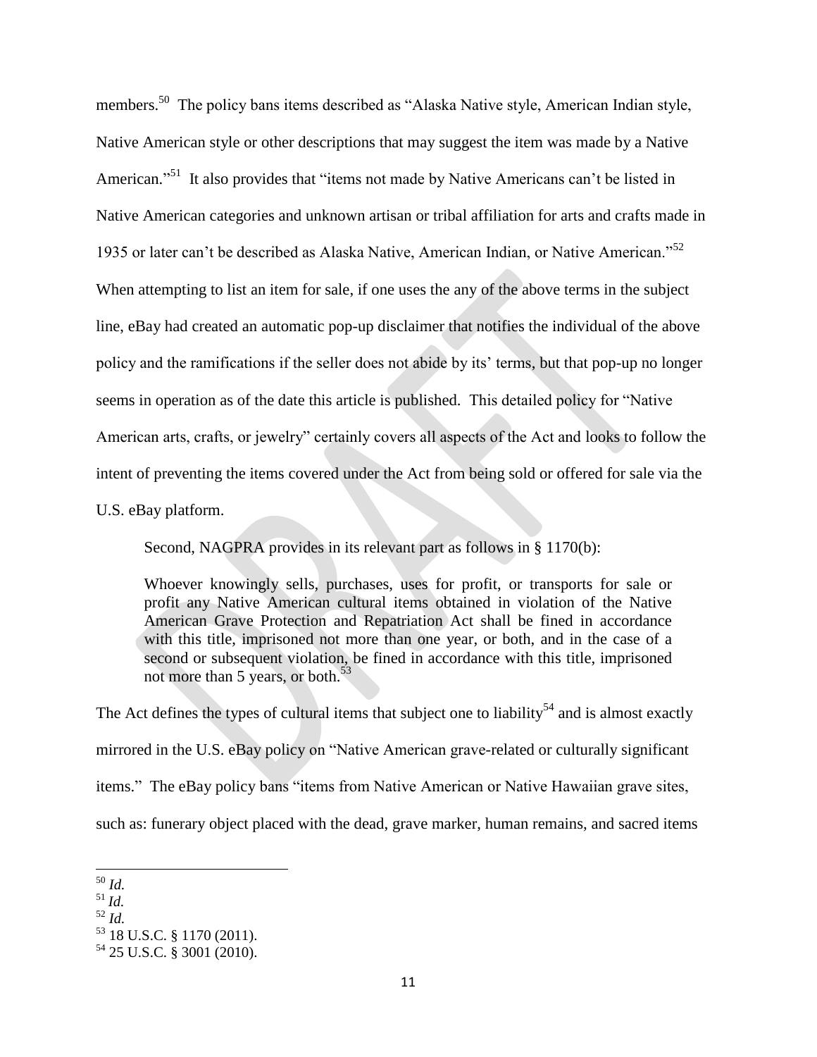members.[50] The policy bans items described as "Alaska Native style, American Indian style, Native American style or other descriptions that may suggest the item was made by a Native American."[51] It also provides that "items not made by Native Americans can't be listed in Native American categories and unknown artisan or tribal affiliation for arts and crafts made in 1935 or later can't be described as Alaska Native, American Indian, or Native American."[52] When attempting to list an item for sale, if one uses the any of the above terms in the subject line, eBay had created an automatic pop-up disclaimer that notifies the individual of the above policy and the ramifications if the seller does not abide by its' terms, but that pop-up no longer seems in operation as of the date this article is published. This detailed policy for "Native American arts, crafts, or jewelry" certainly covers all aspects of the Act and looks to follow the intent of preventing the items covered under the Act from being sold or offered for sale via the U.S. eBay platform.

Second, NAGPRA provides in its relevant part as follows in § 1170(b):

> Whoever knowingly sells, purchases, uses for profit, or transports for sale or profit any Native American cultural items obtained in violation of the Native American Grave Protection and Repatriation Act shall be fined in accordance with this title, imprisoned not more than one year, or both, and in the case of a second or subsequent violation, be fined in accordance with this title, imprisoned not more than 5 years, or both.[53]

The Act defines the types of cultural items that subject one to liability[54] and is almost exactly mirrored in the U.S. eBay policy on "Native American grave-related or culturally significant items." The eBay policy bans "items from Native American or Native Hawaiian grave sites, such as: funerary object placed with the dead, grave marker, human remains, and sacred items

---

[50] *Id.*
[51] *Id.*
[52] *Id.*
[53] 18 U.S.C. § 1170 (2011).
[54] 25 U.S.C. § 3001 (2010).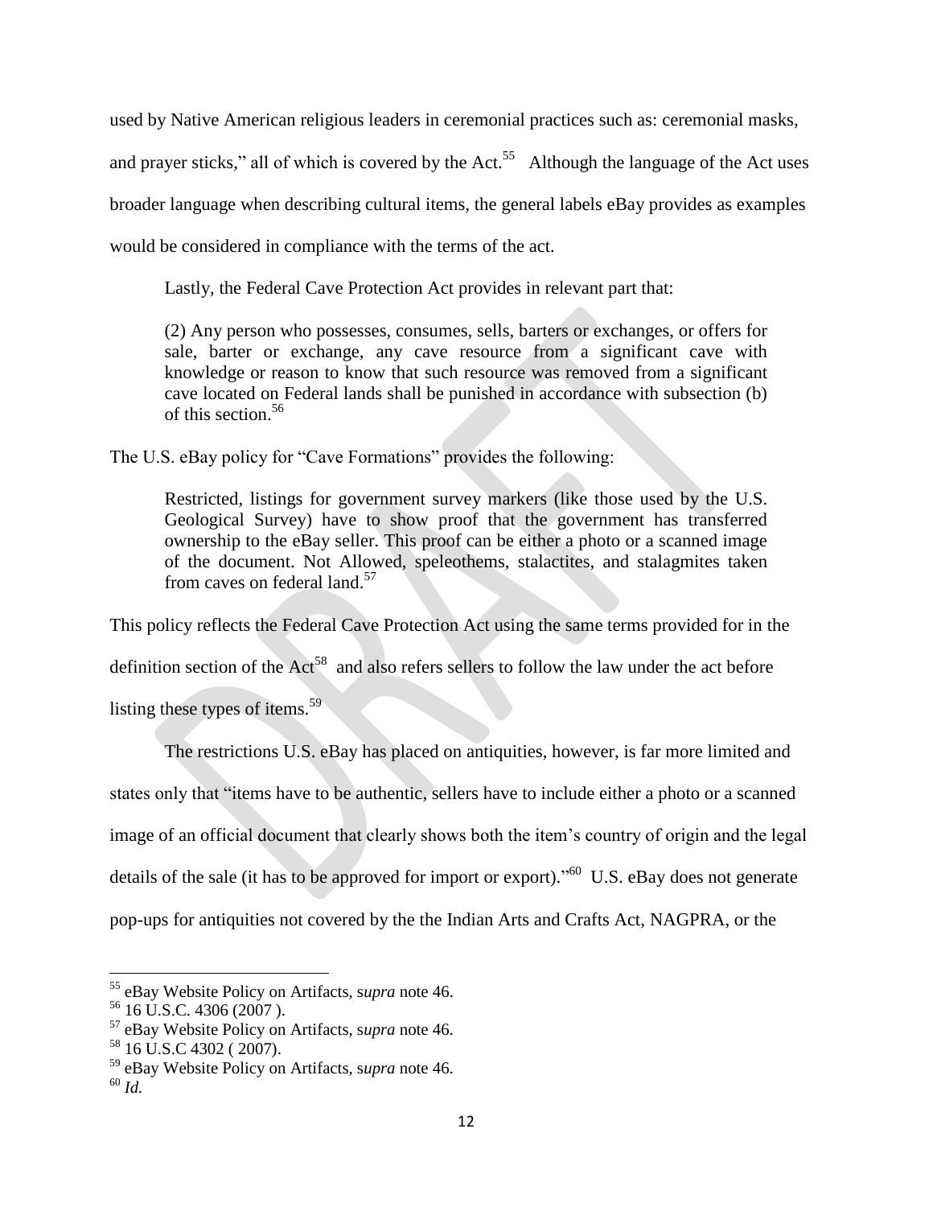used by Native American religious leaders in ceremonial practices such as: ceremonial masks, and prayer sticks," all of which is covered by the Act.[55] Although the language of the Act uses broader language when describing cultural items, the general labels eBay provides as examples would be considered in compliance with the terms of the act.

Lastly, the Federal Cave Protection Act provides in relevant part that:

> (2) Any person who possesses, consumes, sells, barters or exchanges, or offers for sale, barter or exchange, any cave resource from a significant cave with knowledge or reason to know that such resource was removed from a significant cave located on Federal lands shall be punished in accordance with subsection (b) of this section.[56]

The U.S. eBay policy for "Cave Formations" provides the following:

> Restricted, listings for government survey markers (like those used by the U.S. Geological Survey) have to show proof that the government has transferred ownership to the eBay seller. This proof can be either a photo or a scanned image of the document. Not Allowed, speleothems, stalactites, and stalagmites taken from caves on federal land.[57]

This policy reflects the Federal Cave Protection Act using the same terms provided for in the definition section of the Act[58] and also refers sellers to follow the law under the act before listing these types of items.[59]

The restrictions U.S. eBay has placed on antiquities, however, is far more limited and states only that "items have to be authentic, sellers have to include either a photo or a scanned image of an official document that clearly shows both the item's country of origin and the legal details of the sale (it has to be approved for import or export)."[60] U.S. eBay does not generate pop-ups for antiquities not covered by the the Indian Arts and Crafts Act, NAGPRA, or the

---

[55] eBay Website Policy on Artifacts, s*upra* note 46.

[56] 16 U.S.C. 4306 (2007 ).

[57] eBay Website Policy on Artifacts, s*upra* note 46.

[58] 16 U.S.C 4302 ( 2007).

[59] eBay Website Policy on Artifacts, s*upra* note 46.

[60] *Id.*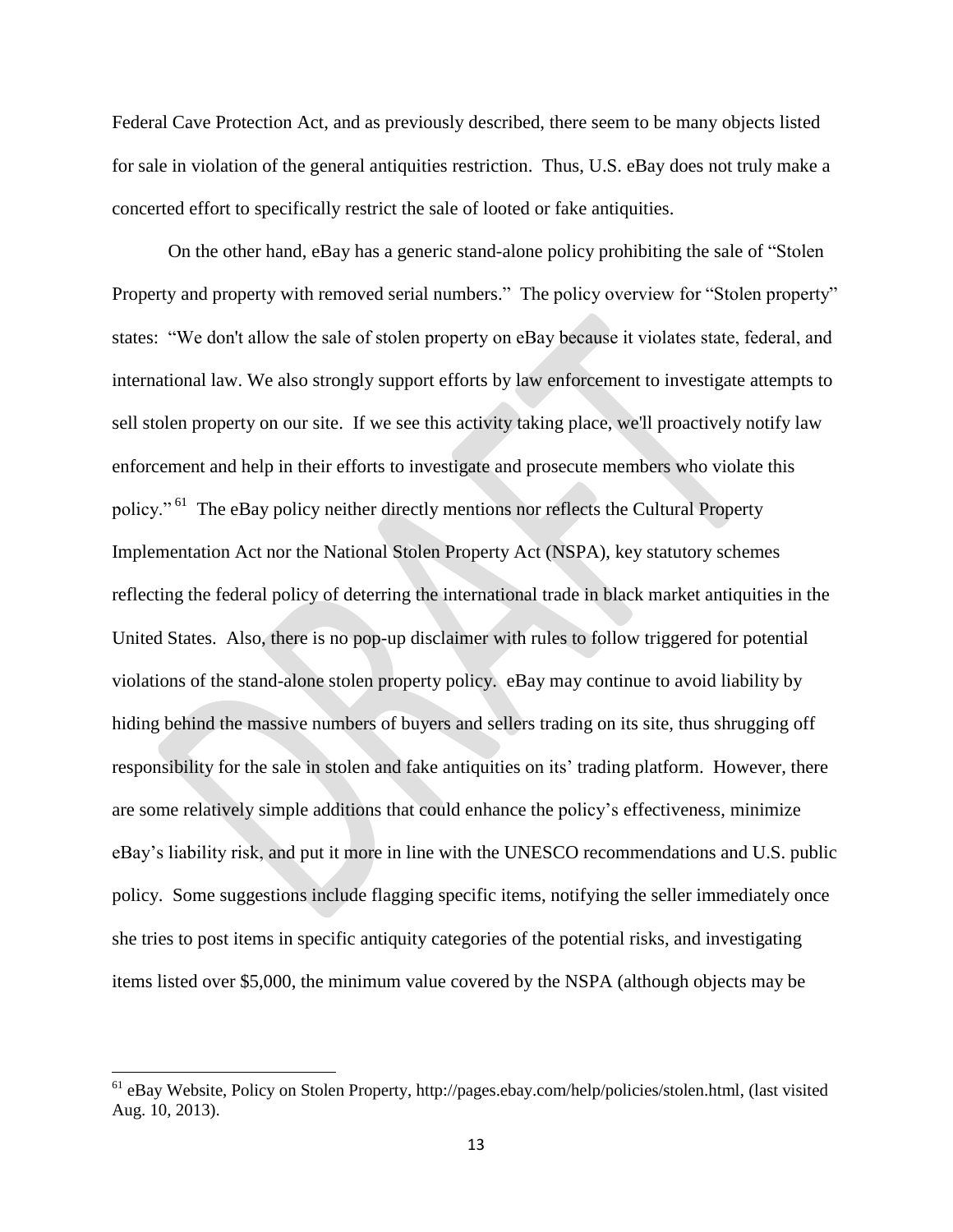Federal Cave Protection Act, and as previously described, there seem to be many objects listed for sale in violation of the general antiquities restriction. Thus, U.S. eBay does not truly make a concerted effort to specifically restrict the sale of looted or fake antiquities.

On the other hand, eBay has a generic stand-alone policy prohibiting the sale of "Stolen Property and property with removed serial numbers." The policy overview for "Stolen property" states: "We don't allow the sale of stolen property on eBay because it violates state, federal, and international law. We also strongly support efforts by law enforcement to investigate attempts to sell stolen property on our site. If we see this activity taking place, we'll proactively notify law enforcement and help in their efforts to investigate and prosecute members who violate this policy."[61] The eBay policy neither directly mentions nor reflects the Cultural Property Implementation Act nor the National Stolen Property Act (NSPA), key statutory schemes reflecting the federal policy of deterring the international trade in black market antiquities in the United States. Also, there is no pop-up disclaimer with rules to follow triggered for potential violations of the stand-alone stolen property policy. eBay may continue to avoid liability by hiding behind the massive numbers of buyers and sellers trading on its site, thus shrugging off responsibility for the sale in stolen and fake antiquities on its' trading platform. However, there are some relatively simple additions that could enhance the policy's effectiveness, minimize eBay's liability risk, and put it more in line with the UNESCO recommendations and U.S. public policy. Some suggestions include flagging specific items, notifying the seller immediately once she tries to post items in specific antiquity categories of the potential risks, and investigating items listed over $5,000, the minimum value covered by the NSPA (although objects may be

---

[61] eBay Website, Policy on Stolen Property, http://pages.ebay.com/help/policies/stolen.html, (last visited Aug. 10, 2013).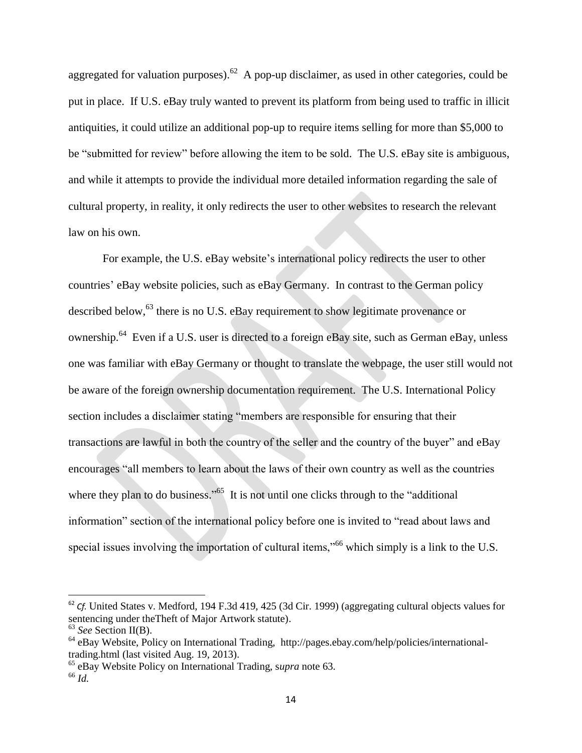aggregated for valuation purposes).[62] A pop-up disclaimer, as used in other categories, could be put in place. If U.S. eBay truly wanted to prevent its platform from being used to traffic in illicit antiquities, it could utilize an additional pop-up to require items selling for more than $5,000 to be "submitted for review" before allowing the item to be sold. The U.S. eBay site is ambiguous, and while it attempts to provide the individual more detailed information regarding the sale of cultural property, in reality, it only redirects the user to other websites to research the relevant law on his own.

For example, the U.S. eBay website's international policy redirects the user to other countries' eBay website policies, such as eBay Germany. In contrast to the German policy described below,[63] there is no U.S. eBay requirement to show legitimate provenance or ownership.[64] Even if a U.S. user is directed to a foreign eBay site, such as German eBay, unless one was familiar with eBay Germany or thought to translate the webpage, the user still would not be aware of the foreign ownership documentation requirement. The U.S. International Policy section includes a disclaimer stating "members are responsible for ensuring that their transactions are lawful in both the country of the seller and the country of the buyer" and eBay encourages "all members to learn about the laws of their own country as well as the countries where they plan to do business."[65] It is not until one clicks through to the "additional information" section of the international policy before one is invited to "read about laws and special issues involving the importation of cultural items,"[66] which simply is a link to the U.S.

---

[62] *Cf.* United States v. Medford, 194 F.3d 419, 425 (3d Cir. 1999) (aggregating cultural objects values for sentencing under theTheft of Major Artwork statute).

[63] *See* Section II(B).

[64] eBay Website, Policy on International Trading, http://pages.ebay.com/help/policies/international-trading.html (last visited Aug. 19, 2013).

[65] eBay Website Policy on International Trading, s*upra* note 63.

[66] *Id.*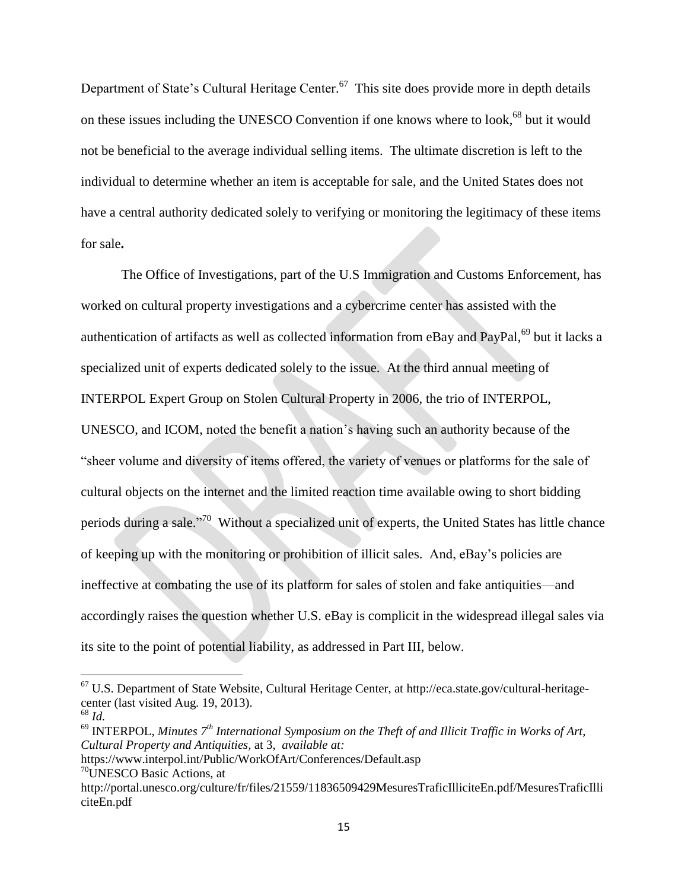Department of State's Cultural Heritage Center.[67] This site does provide more in depth details on these issues including the UNESCO Convention if one knows where to look,[68] but it would not be beneficial to the average individual selling items. The ultimate discretion is left to the individual to determine whether an item is acceptable for sale, and the United States does not have a central authority dedicated solely to verifying or monitoring the legitimacy of these items for sale**.**

The Office of Investigations, part of the U.S Immigration and Customs Enforcement, has worked on cultural property investigations and a cybercrime center has assisted with the authentication of artifacts as well as collected information from eBay and PayPal,[69] but it lacks a specialized unit of experts dedicated solely to the issue. At the third annual meeting of INTERPOL Expert Group on Stolen Cultural Property in 2006, the trio of INTERPOL, UNESCO, and ICOM, noted the benefit a nation's having such an authority because of the "sheer volume and diversity of items offered, the variety of venues or platforms for the sale of cultural objects on the internet and the limited reaction time available owing to short bidding periods during a sale."[70] Without a specialized unit of experts, the United States has little chance of keeping up with the monitoring or prohibition of illicit sales. And, eBay's policies are ineffective at combating the use of its platform for sales of stolen and fake antiquities—and accordingly raises the question whether U.S. eBay is complicit in the widespread illegal sales via its site to the point of potential liability, as addressed in Part III, below.

---

[67] U.S. Department of State Website, Cultural Heritage Center, at http://eca.state.gov/cultural-heritage-center (last visited Aug. 19, 2013).

[68] *Id.*

[69] INTERPOL, *Minutes 7th International Symposium on the Theft of and Illicit Traffic in Works of Art, Cultural Property and Antiquities,* at 3, *available at:* https://www.interpol.int/Public/WorkOfArt/Conferences/Default.asp

[70] UNESCO Basic Actions, at http://portal.unesco.org/culture/fr/files/21559/11836509429MesuresTraficIlliciteEn.pdf/MesuresTraficIlliciteEn.pdf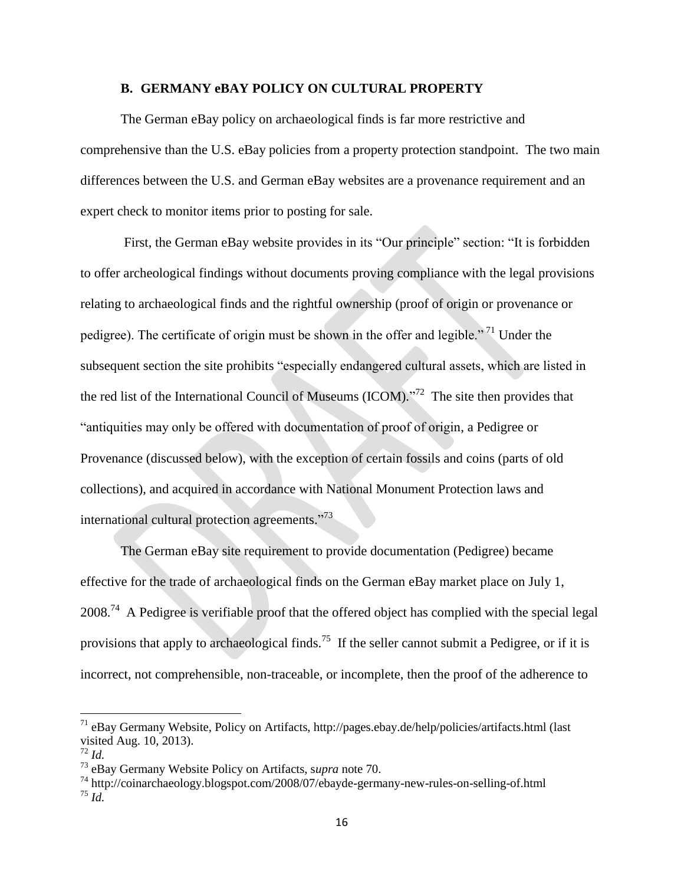### B. GERMANY eBAY POLICY ON CULTURAL PROPERTY

The German eBay policy on archaeological finds is far more restrictive and comprehensive than the U.S. eBay policies from a property protection standpoint. The two main differences between the U.S. and German eBay websites are a provenance requirement and an expert check to monitor items prior to posting for sale.

First, the German eBay website provides in its "Our principle" section: "It is forbidden to offer archeological findings without documents proving compliance with the legal provisions relating to archaeological finds and the rightful ownership (proof of origin or provenance or pedigree). The certificate of origin must be shown in the offer and legible."[71] Under the subsequent section the site prohibits "especially endangered cultural assets, which are listed in the red list of the International Council of Museums (ICOM)."[72] The site then provides that "antiquities may only be offered with documentation of proof of origin, a Pedigree or Provenance (discussed below), with the exception of certain fossils and coins (parts of old collections), and acquired in accordance with National Monument Protection laws and international cultural protection agreements."[73]

The German eBay site requirement to provide documentation (Pedigree) became effective for the trade of archaeological finds on the German eBay market place on July 1, 2008.[74] A Pedigree is verifiable proof that the offered object has complied with the special legal provisions that apply to archaeological finds.[75] If the seller cannot submit a Pedigree, or if it is incorrect, not comprehensible, non-traceable, or incomplete, then the proof of the adherence to

---

[71] eBay Germany Website, Policy on Artifacts, http://pages.ebay.de/help/policies/artifacts.html (last visited Aug. 10, 2013).

[72] *Id.*

[73] eBay Germany Website Policy on Artifacts, s*upra* note 70.

[74] http://coinarchaeology.blogspot.com/2008/07/ebayde-germany-new-rules-on-selling-of.html

[75] *Id.*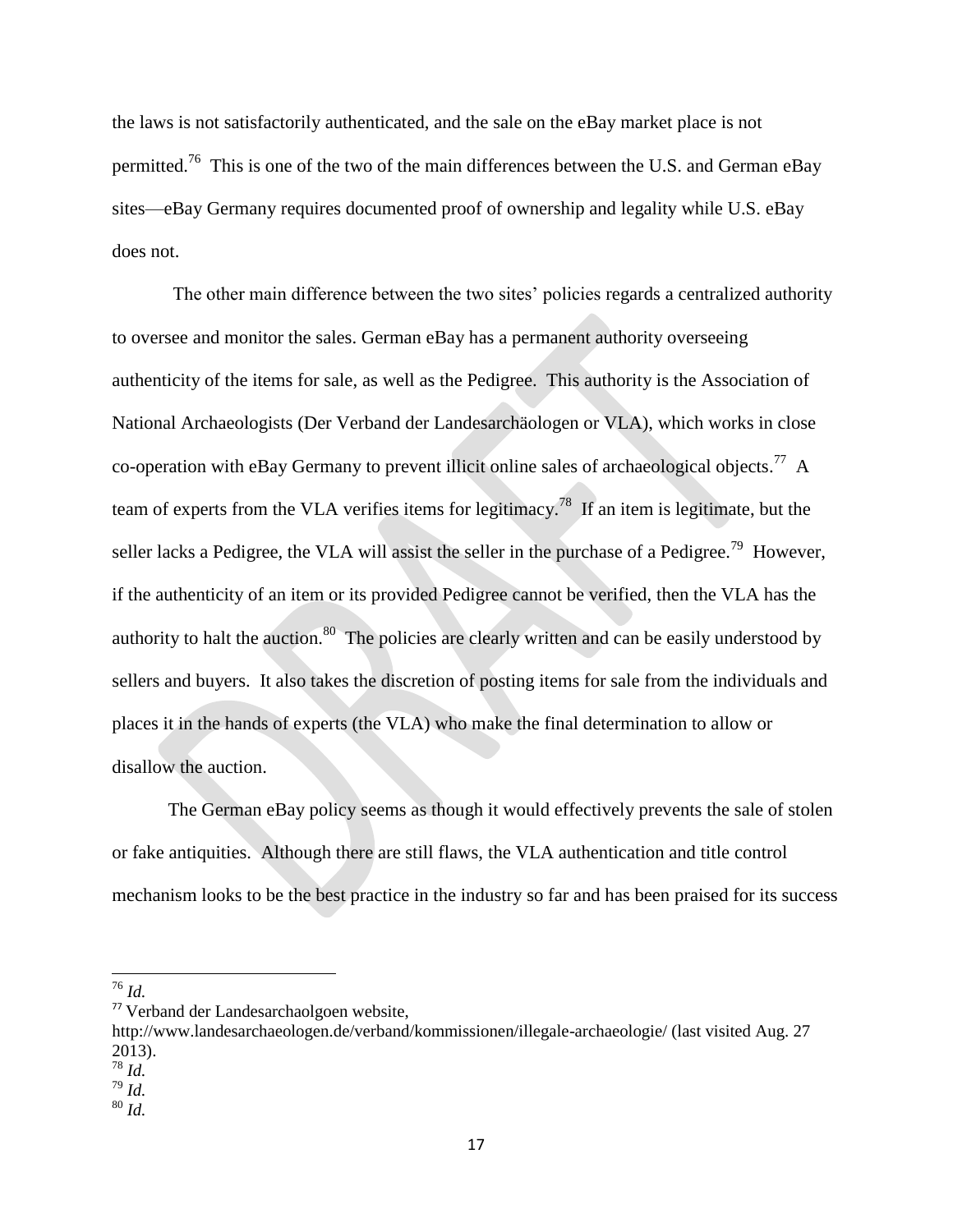the laws is not satisfactorily authenticated, and the sale on the eBay market place is not permitted.[76] This is one of the two of the main differences between the U.S. and German eBay sites—eBay Germany requires documented proof of ownership and legality while U.S. eBay does not.

The other main difference between the two sites' policies regards a centralized authority to oversee and monitor the sales. German eBay has a permanent authority overseeing authenticity of the items for sale, as well as the Pedigree. This authority is the Association of National Archaeologists (Der Verband der Landesarchäologen or VLA), which works in close co-operation with eBay Germany to prevent illicit online sales of archaeological objects.[77] A team of experts from the VLA verifies items for legitimacy.[78] If an item is legitimate, but the seller lacks a Pedigree, the VLA will assist the seller in the purchase of a Pedigree.[79] However, if the authenticity of an item or its provided Pedigree cannot be verified, then the VLA has the authority to halt the auction.[80] The policies are clearly written and can be easily understood by sellers and buyers. It also takes the discretion of posting items for sale from the individuals and places it in the hands of experts (the VLA) who make the final determination to allow or disallow the auction.

The German eBay policy seems as though it would effectively prevents the sale of stolen or fake antiquities. Although there are still flaws, the VLA authentication and title control mechanism looks to be the best practice in the industry so far and has been praised for its success

---

[76] *Id.*

[77] Verband der Landesarchaolgoen website, http://www.landesarchaeologen.de/verband/kommissionen/illegale-archaeologie/ (last visited Aug. 27 2013).

[78] *Id.*

[79] *Id.*

[80] *Id.*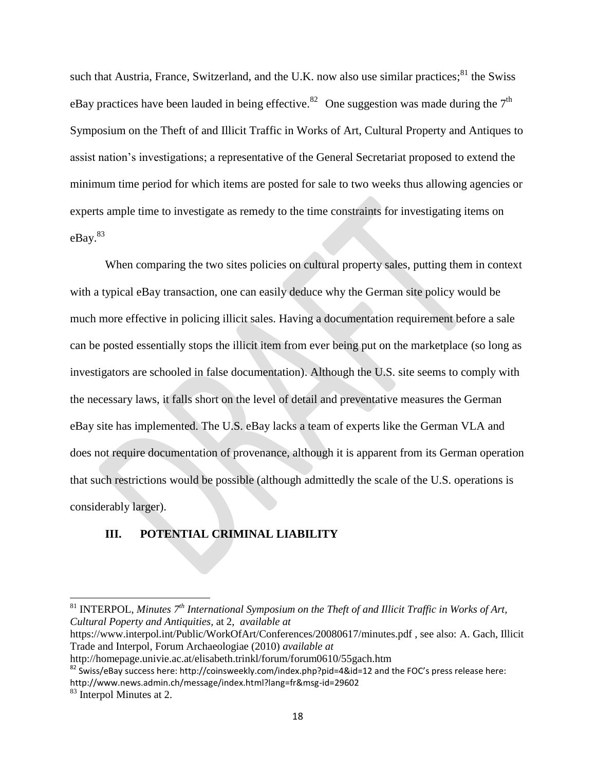such that Austria, France, Switzerland, and the U.K. now also use similar practices;[81] the Swiss eBay practices have been lauded in being effective.[82] One suggestion was made during the 7th Symposium on the Theft of and Illicit Traffic in Works of Art, Cultural Property and Antiques to assist nation's investigations; a representative of the General Secretariat proposed to extend the minimum time period for which items are posted for sale to two weeks thus allowing agencies or experts ample time to investigate as remedy to the time constraints for investigating items on eBay.[83]

When comparing the two sites policies on cultural property sales, putting them in context with a typical eBay transaction, one can easily deduce why the German site policy would be much more effective in policing illicit sales. Having a documentation requirement before a sale can be posted essentially stops the illicit item from ever being put on the marketplace (so long as investigators are schooled in false documentation). Although the U.S. site seems to comply with the necessary laws, it falls short on the level of detail and preventative measures the German eBay site has implemented. The U.S. eBay lacks a team of experts like the German VLA and does not require documentation of provenance, although it is apparent from its German operation that such restrictions would be possible (although admittedly the scale of the U.S. operations is considerably larger).

## III. POTENTIAL CRIMINAL LIABILITY

---

[81] INTERPOL, *Minutes 7th International Symposium on the Theft of and Illicit Traffic in Works of Art, Cultural Poperty and Antiquities,* at 2, *available at* https://www.interpol.int/Public/WorkOfArt/Conferences/20080617/minutes.pdf , see also: A. Gach, Illicit Trade and Interpol, Forum Archaeologiae (2010) *available at* http://homepage.univie.ac.at/elisabeth.trinkl/forum/forum0610/55gach.htm

[82] Swiss/eBay success here: http://coinsweekly.com/index.php?pid=4&id=12 and the FOC's press release here: http://www.news.admin.ch/message/index.html?lang=fr&msg-id=29602

[83] Interpol Minutes at 2.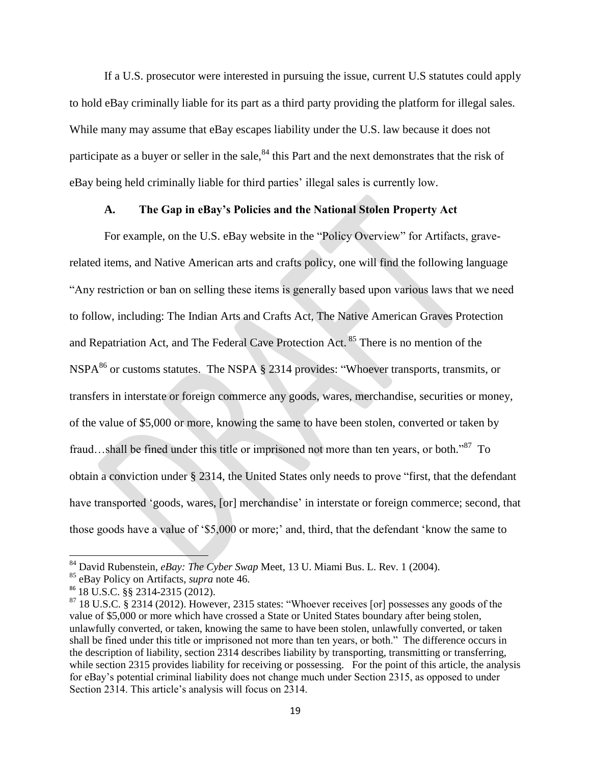If a U.S. prosecutor were interested in pursuing the issue, current U.S statutes could apply to hold eBay criminally liable for its part as a third party providing the platform for illegal sales. While many may assume that eBay escapes liability under the U.S. law because it does not participate as a buyer or seller in the sale,[84] this Part and the next demonstrates that the risk of eBay being held criminally liable for third parties' illegal sales is currently low.

### A. The Gap in eBay's Policies and the National Stolen Property Act

For example, on the U.S. eBay website in the "Policy Overview" for Artifacts, grave-related items, and Native American arts and crafts policy, one will find the following language "Any restriction or ban on selling these items is generally based upon various laws that we need to follow, including: The Indian Arts and Crafts Act, The Native American Graves Protection and Repatriation Act, and The Federal Cave Protection Act. [85] There is no mention of the NSPA[86] or customs statutes. The NSPA § 2314 provides: "Whoever transports, transmits, or transfers in interstate or foreign commerce any goods, wares, merchandise, securities or money, of the value of $5,000 or more, knowing the same to have been stolen, converted or taken by fraud…shall be fined under this title or imprisoned not more than ten years, or both."[87] To obtain a conviction under § 2314, the United States only needs to prove "first, that the defendant have transported 'goods, wares, [or] merchandise' in interstate or foreign commerce; second, that those goods have a value of '$5,000 or more;' and, third, that the defendant 'know the same to

---

[84] David Rubenstein, *eBay: The Cyber Swap* Meet, 13 U. Miami Bus. L. Rev. 1 (2004).

[85] eBay Policy on Artifacts, *supra* note 46.

[86] 18 U.S.C. §§ 2314-2315 (2012).

[87] 18 U.S.C. § 2314 (2012). However, 2315 states: "Whoever receives [or] possesses any goods of the value of $5,000 or more which have crossed a State or United States boundary after being stolen, unlawfully converted, or taken, knowing the same to have been stolen, unlawfully converted, or taken shall be fined under this title or imprisoned not more than ten years, or both." The difference occurs in the description of liability, section 2314 describes liability by transporting, transmitting or transferring, while section 2315 provides liability for receiving or possessing. For the point of this article, the analysis for eBay's potential criminal liability does not change much under Section 2315, as opposed to under Section 2314. This article's analysis will focus on 2314.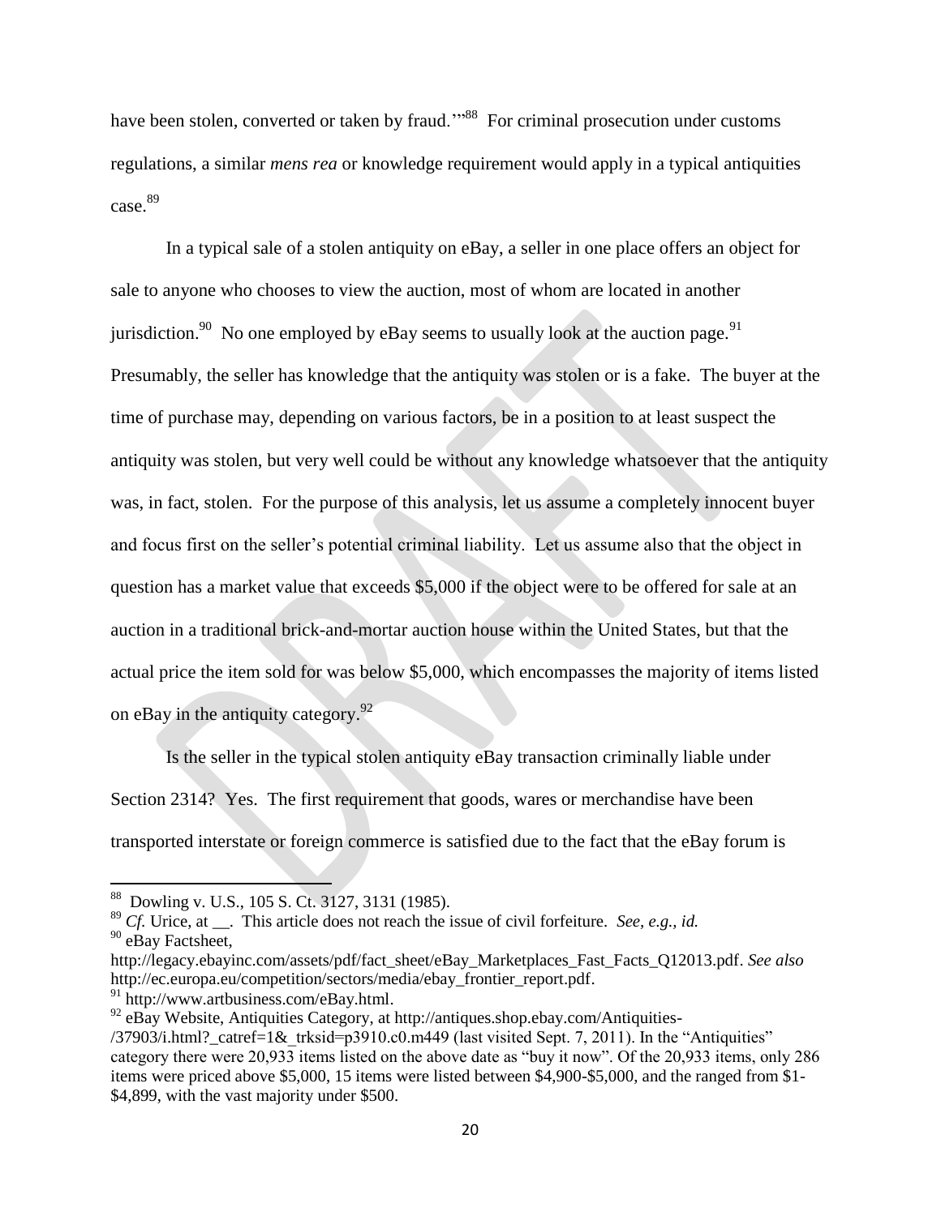have been stolen, converted or taken by fraud.'"[88] For criminal prosecution under customs regulations, a similar *mens rea* or knowledge requirement would apply in a typical antiquities case.[89]

In a typical sale of a stolen antiquity on eBay, a seller in one place offers an object for sale to anyone who chooses to view the auction, most of whom are located in another jurisdiction.[90] No one employed by eBay seems to usually look at the auction page.[91] Presumably, the seller has knowledge that the antiquity was stolen or is a fake. The buyer at the time of purchase may, depending on various factors, be in a position to at least suspect the antiquity was stolen, but very well could be without any knowledge whatsoever that the antiquity was, in fact, stolen. For the purpose of this analysis, let us assume a completely innocent buyer and focus first on the seller's potential criminal liability. Let us assume also that the object in question has a market value that exceeds $5,000 if the object were to be offered for sale at an auction in a traditional brick-and-mortar auction house within the United States, but that the actual price the item sold for was below $5,000, which encompasses the majority of items listed on eBay in the antiquity category.[92]

Is the seller in the typical stolen antiquity eBay transaction criminally liable under Section 2314? Yes. The first requirement that goods, wares or merchandise have been transported interstate or foreign commerce is satisfied due to the fact that the eBay forum is

---

[88] Dowling v. U.S., 105 S. Ct. 3127, 3131 (1985).

[89] *Cf.* Urice, at __. This article does not reach the issue of civil forfeiture. *See, e.g., id.*

[90] eBay Factsheet, http://legacy.ebayinc.com/assets/pdf/fact_sheet/eBay_Marketplaces_Fast_Facts_Q12013.pdf. *See also* http://ec.europa.eu/competition/sectors/media/ebay_frontier_report.pdf.

[91] http://www.artbusiness.com/eBay.html.

[92] eBay Website, Antiquities Category, at http://antiques.shop.ebay.com/Antiquities-/37903/i.html?_catref=1&_trksid=p3910.c0.m449 (last visited Sept. 7, 2011). In the "Antiquities" category there were 20,933 items listed on the above date as "buy it now". Of the 20,933 items, only 286 items were priced above $5,000, 15 items were listed between $4,900-$5,000, and the ranged from $1-$4,899, with the vast majority under $500.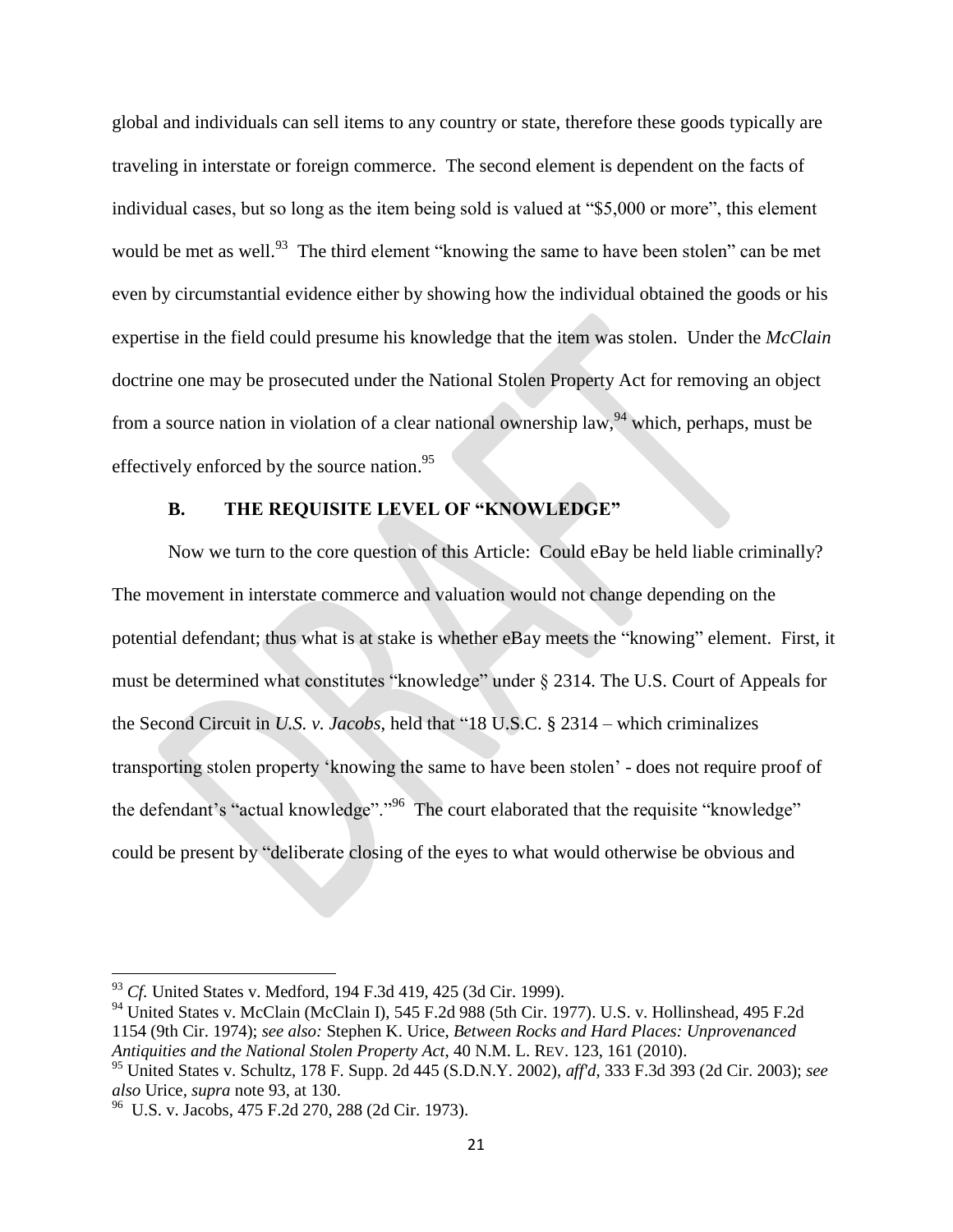global and individuals can sell items to any country or state, therefore these goods typically are traveling in interstate or foreign commerce. The second element is dependent on the facts of individual cases, but so long as the item being sold is valued at "$5,000 or more", this element would be met as well.[93] The third element "knowing the same to have been stolen" can be met even by circumstantial evidence either by showing how the individual obtained the goods or his expertise in the field could presume his knowledge that the item was stolen. Under the *McClain* doctrine one may be prosecuted under the National Stolen Property Act for removing an object from a source nation in violation of a clear national ownership law,[94] which, perhaps, must be effectively enforced by the source nation.[95]

### B. THE REQUISITE LEVEL OF "KNOWLEDGE"

Now we turn to the core question of this Article: Could eBay be held liable criminally? The movement in interstate commerce and valuation would not change depending on the potential defendant; thus what is at stake is whether eBay meets the "knowing" element. First, it must be determined what constitutes "knowledge" under § 2314. The U.S. Court of Appeals for the Second Circuit in *U.S. v. Jacobs*, held that "18 U.S.C. § 2314 – which criminalizes transporting stolen property 'knowing the same to have been stolen' - does not require proof of the defendant's "actual knowledge"."[96] The court elaborated that the requisite "knowledge" could be present by "deliberate closing of the eyes to what would otherwise be obvious and

---

[93] *Cf.* United States v. Medford, 194 F.3d 419, 425 (3d Cir. 1999).

[94] United States v. McClain (McClain I), 545 F.2d 988 (5th Cir. 1977). U.S. v. Hollinshead, 495 F.2d 1154 (9th Cir. 1974); *see also:* Stephen K. Urice, *Between Rocks and Hard Places: Unprovenanced Antiquities and the National Stolen Property Act*, 40 N.M. L. REV. 123, 161 (2010).

[95] United States v. Schultz, 178 F. Supp. 2d 445 (S.D.N.Y. 2002), *aff'd*, 333 F.3d 393 (2d Cir. 2003); *see also* Urice, *supra* note 93, at 130.

[96] U.S. v. Jacobs, 475 F.2d 270, 288 (2d Cir. 1973).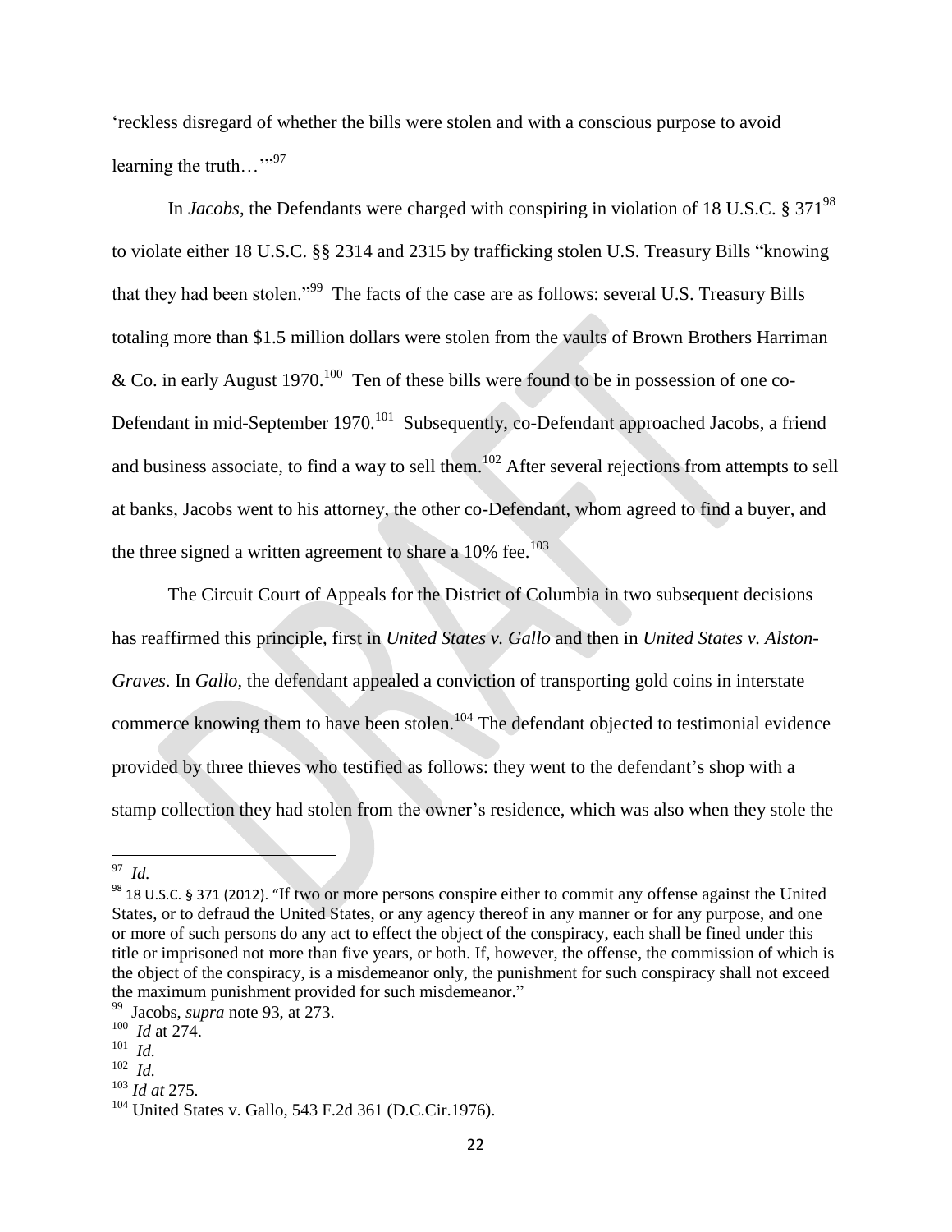'reckless disregard of whether the bills were stolen and with a conscious purpose to avoid learning the truth…'"[97]

In *Jacobs*, the Defendants were charged with conspiring in violation of 18 U.S.C. § 371[98] to violate either 18 U.S.C. §§ 2314 and 2315 by trafficking stolen U.S. Treasury Bills "knowing that they had been stolen."[99] The facts of the case are as follows: several U.S. Treasury Bills totaling more than $1.5 million dollars were stolen from the vaults of Brown Brothers Harriman & Co. in early August 1970.[100] Ten of these bills were found to be in possession of one co-Defendant in mid-September 1970.[101] Subsequently, co-Defendant approached Jacobs, a friend and business associate, to find a way to sell them.[102] After several rejections from attempts to sell at banks, Jacobs went to his attorney, the other co-Defendant, whom agreed to find a buyer, and the three signed a written agreement to share a 10% fee.[103]

The Circuit Court of Appeals for the District of Columbia in two subsequent decisions has reaffirmed this principle, first in *United States v. Gallo* and then in *United States v. Alston-Graves*. In *Gallo*, the defendant appealed a conviction of transporting gold coins in interstate commerce knowing them to have been stolen.[104] The defendant objected to testimonial evidence provided by three thieves who testified as follows: they went to the defendant's shop with a stamp collection they had stolen from the owner's residence, which was also when they stole the

---

[97] *Id.*

[98] 18 U.S.C. § 371 (2012). "If two or more persons conspire either to commit any offense against the United States, or to defraud the United States, or any agency thereof in any manner or for any purpose, and one or more of such persons do any act to effect the object of the conspiracy, each shall be fined under this title or imprisoned not more than five years, or both. If, however, the offense, the commission of which is the object of the conspiracy, is a misdemeanor only, the punishment for such conspiracy shall not exceed the maximum punishment provided for such misdemeanor."

[99] Jacobs, *supra* note 93, at 273.

[100] *Id* at 274.

[101] *Id.*

[102] *Id.*

[103] *Id at* 275.

[104] United States v. Gallo, 543 F.2d 361 (D.C.Cir.1976).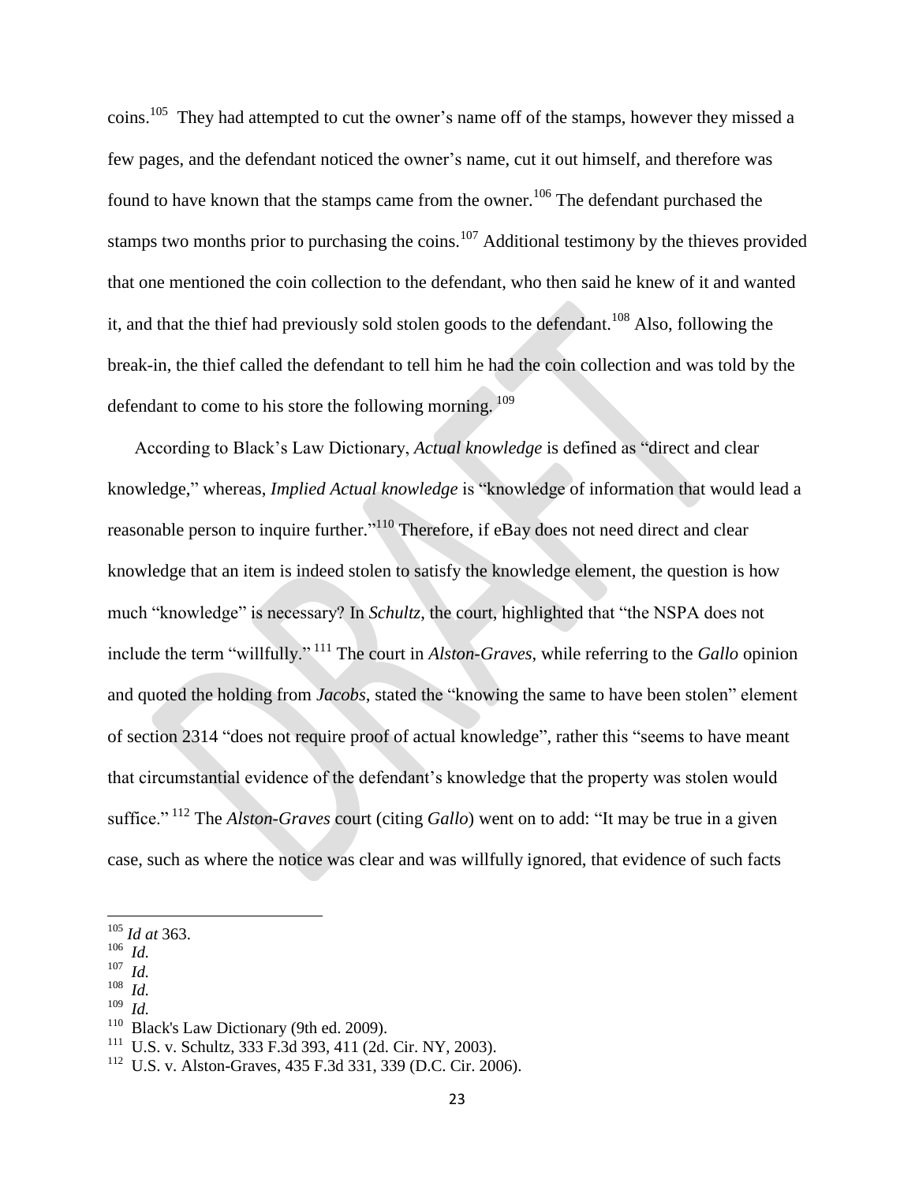coins.[105] They had attempted to cut the owner's name off of the stamps, however they missed a few pages, and the defendant noticed the owner's name, cut it out himself, and therefore was found to have known that the stamps came from the owner.[106] The defendant purchased the stamps two months prior to purchasing the coins.[107] Additional testimony by the thieves provided that one mentioned the coin collection to the defendant, who then said he knew of it and wanted it, and that the thief had previously sold stolen goods to the defendant.[108] Also, following the break-in, the thief called the defendant to tell him he had the coin collection and was told by the defendant to come to his store the following morning.[109]

According to Black's Law Dictionary, *Actual knowledge* is defined as "direct and clear knowledge," whereas, *Implied Actual knowledge* is "knowledge of information that would lead a reasonable person to inquire further."[110] Therefore, if eBay does not need direct and clear knowledge that an item is indeed stolen to satisfy the knowledge element, the question is how much "knowledge" is necessary? In *Schultz*, the court, highlighted that "the NSPA does not include the term "willfully."[111] The court in *Alston-Graves*, while referring to the *Gallo* opinion and quoted the holding from *Jacobs*, stated the "knowing the same to have been stolen" element of section 2314 "does not require proof of actual knowledge", rather this "seems to have meant that circumstantial evidence of the defendant's knowledge that the property was stolen would suffice."[112] The *Alston-Graves* court (citing *Gallo*) went on to add: "It may be true in a given case, such as where the notice was clear and was willfully ignored, that evidence of such facts

---

[105] *Id at* 363.
[106] *Id.*
[107] *Id.*
[108] *Id.*
[109] *Id.*
[110] Black's Law Dictionary (9th ed. 2009).
[111] U.S. v. Schultz, 333 F.3d 393, 411 (2d. Cir. NY, 2003).
[112] U.S. v. Alston-Graves, 435 F.3d 331, 339 (D.C. Cir. 2006).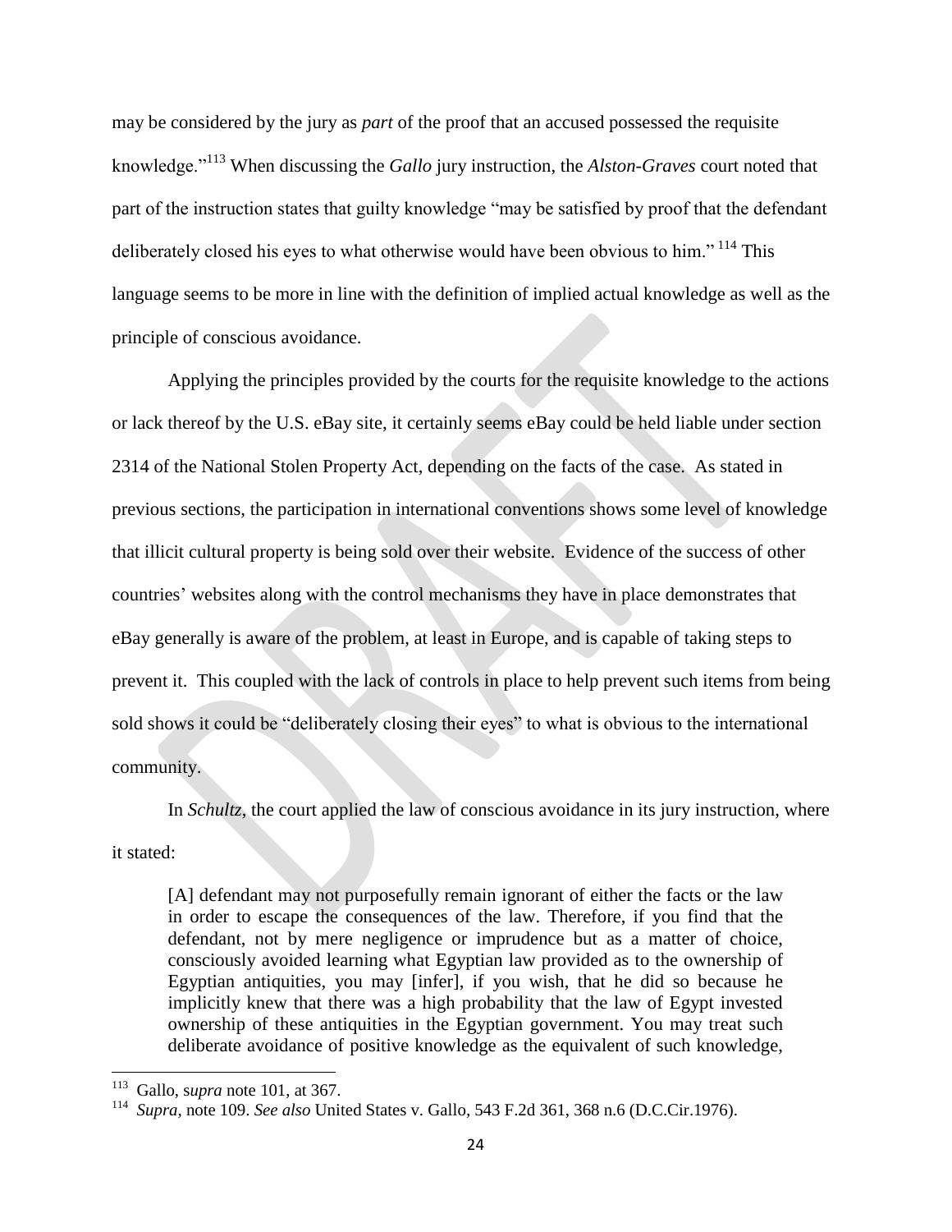may be considered by the jury as *part* of the proof that an accused possessed the requisite knowledge."[113] When discussing the *Gallo* jury instruction, the *Alston-Graves* court noted that part of the instruction states that guilty knowledge "may be satisfied by proof that the defendant deliberately closed his eyes to what otherwise would have been obvious to him." [114] This language seems to be more in line with the definition of implied actual knowledge as well as the principle of conscious avoidance.

Applying the principles provided by the courts for the requisite knowledge to the actions or lack thereof by the U.S. eBay site, it certainly seems eBay could be held liable under section 2314 of the National Stolen Property Act, depending on the facts of the case. As stated in previous sections, the participation in international conventions shows some level of knowledge that illicit cultural property is being sold over their website. Evidence of the success of other countries' websites along with the control mechanisms they have in place demonstrates that eBay generally is aware of the problem, at least in Europe, and is capable of taking steps to prevent it. This coupled with the lack of controls in place to help prevent such items from being sold shows it could be "deliberately closing their eyes" to what is obvious to the international community.

In *Schultz*, the court applied the law of conscious avoidance in its jury instruction, where it stated:

> [A] defendant may not purposefully remain ignorant of either the facts or the law in order to escape the consequences of the law. Therefore, if you find that the defendant, not by mere negligence or imprudence but as a matter of choice, consciously avoided learning what Egyptian law provided as to the ownership of Egyptian antiquities, you may [infer], if you wish, that he did so because he implicitly knew that there was a high probability that the law of Egypt invested ownership of these antiquities in the Egyptian government. You may treat such deliberate avoidance of positive knowledge as the equivalent of such knowledge,

---

[113] Gallo, s*upra* note 101, at 367.

[114] *Supra,* note 109. *See also* United States v. Gallo, 543 F.2d 361, 368 n.6 (D.C.Cir.1976).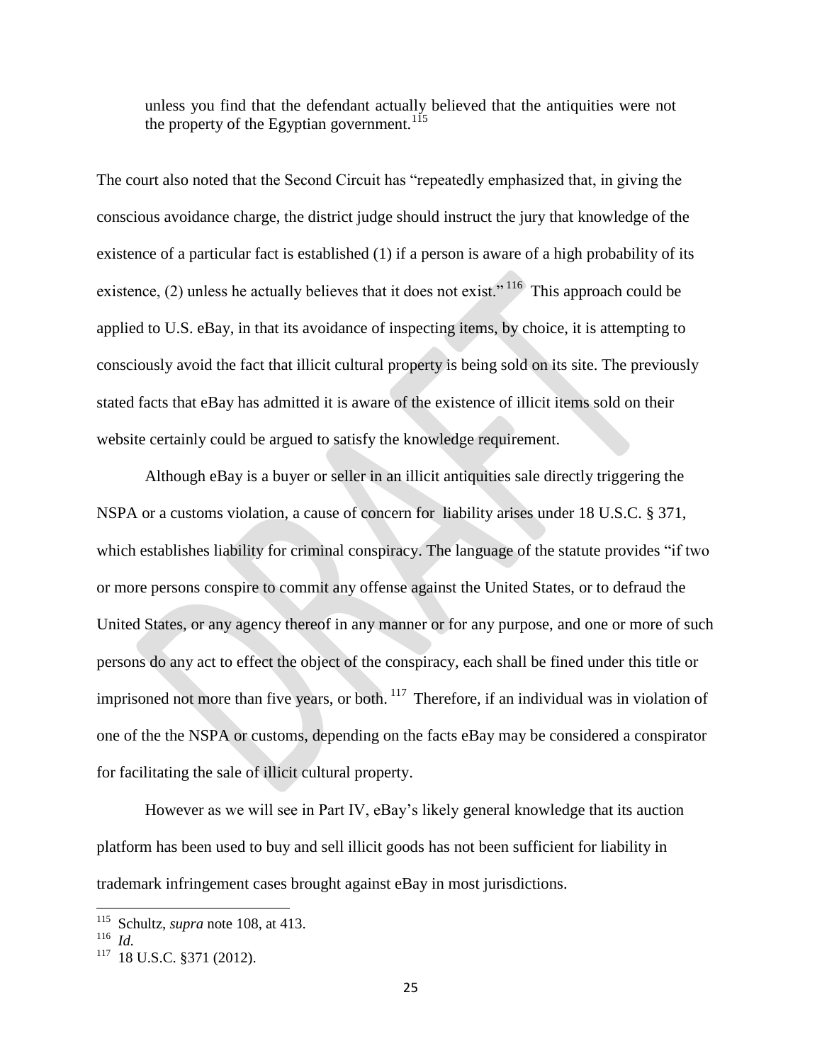> unless you find that the defendant actually believed that the antiquities were not the property of the Egyptian government.[115]

The court also noted that the Second Circuit has "repeatedly emphasized that, in giving the conscious avoidance charge, the district judge should instruct the jury that knowledge of the existence of a particular fact is established (1) if a person is aware of a high probability of its existence, (2) unless he actually believes that it does not exist."[116] This approach could be applied to U.S. eBay, in that its avoidance of inspecting items, by choice, it is attempting to consciously avoid the fact that illicit cultural property is being sold on its site. The previously stated facts that eBay has admitted it is aware of the existence of illicit items sold on their website certainly could be argued to satisfy the knowledge requirement.

Although eBay is a buyer or seller in an illicit antiquities sale directly triggering the NSPA or a customs violation, a cause of concern for liability arises under 18 U.S.C. § 371, which establishes liability for criminal conspiracy. The language of the statute provides "if two or more persons conspire to commit any offense against the United States, or to defraud the United States, or any agency thereof in any manner or for any purpose, and one or more of such persons do any act to effect the object of the conspiracy, each shall be fined under this title or imprisoned not more than five years, or both.[117] Therefore, if an individual was in violation of one of the the NSPA or customs, depending on the facts eBay may be considered a conspirator for facilitating the sale of illicit cultural property.

However as we will see in Part IV, eBay's likely general knowledge that its auction platform has been used to buy and sell illicit goods has not been sufficient for liability in trademark infringement cases brought against eBay in most jurisdictions.

---

[115] Schultz, *supra* note 108, at 413.

[116] *Id.*

[117] 18 U.S.C. §371 (2012).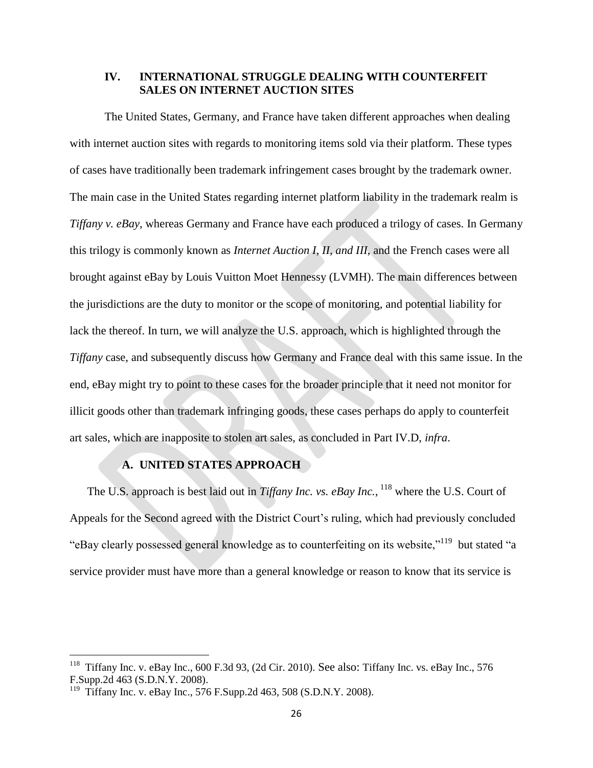## IV. INTERNATIONAL STRUGGLE DEALING WITH COUNTERFEIT SALES ON INTERNET AUCTION SITES

The United States, Germany, and France have taken different approaches when dealing with internet auction sites with regards to monitoring items sold via their platform. These types of cases have traditionally been trademark infringement cases brought by the trademark owner. The main case in the United States regarding internet platform liability in the trademark realm is *Tiffany v. eBay*, whereas Germany and France have each produced a trilogy of cases. In Germany this trilogy is commonly known as *Internet Auction I, II, and III*, and the French cases were all brought against eBay by Louis Vuitton Moet Hennessy (LVMH). The main differences between the jurisdictions are the duty to monitor or the scope of monitoring, and potential liability for lack the thereof. In turn, we will analyze the U.S. approach, which is highlighted through the *Tiffany* case, and subsequently discuss how Germany and France deal with this same issue. In the end, eBay might try to point to these cases for the broader principle that it need not monitor for illicit goods other than trademark infringing goods, these cases perhaps do apply to counterfeit art sales, which are inapposite to stolen art sales, as concluded in Part IV.D, *infra*.

### A. UNITED STATES APPROACH

The U.S. approach is best laid out in *Tiffany Inc. vs. eBay Inc.*, [118] where the U.S. Court of Appeals for the Second agreed with the District Court's ruling, which had previously concluded "eBay clearly possessed general knowledge as to counterfeiting on its website,"[119] but stated "a service provider must have more than a general knowledge or reason to know that its service is

---

[118] Tiffany Inc. v. eBay Inc., 600 F.3d 93, (2d Cir. 2010). See also: Tiffany Inc. vs. eBay Inc., 576 F.Supp.2d 463 (S.D.N.Y. 2008).

[119] Tiffany Inc. v. eBay Inc., 576 F.Supp.2d 463, 508 (S.D.N.Y. 2008).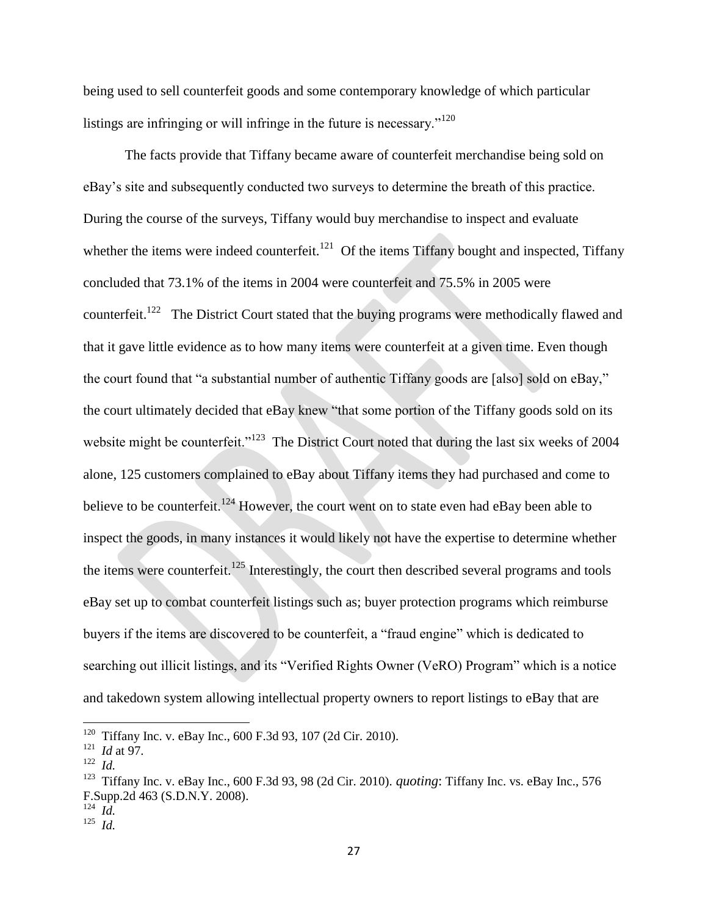being used to sell counterfeit goods and some contemporary knowledge of which particular listings are infringing or will infringe in the future is necessary."[120]

The facts provide that Tiffany became aware of counterfeit merchandise being sold on eBay's site and subsequently conducted two surveys to determine the breath of this practice. During the course of the surveys, Tiffany would buy merchandise to inspect and evaluate whether the items were indeed counterfeit.[121] Of the items Tiffany bought and inspected, Tiffany concluded that 73.1% of the items in 2004 were counterfeit and 75.5% in 2005 were counterfeit.[122] The District Court stated that the buying programs were methodically flawed and that it gave little evidence as to how many items were counterfeit at a given time. Even though the court found that "a substantial number of authentic Tiffany goods are [also] sold on eBay," the court ultimately decided that eBay knew "that some portion of the Tiffany goods sold on its website might be counterfeit."[123] The District Court noted that during the last six weeks of 2004 alone, 125 customers complained to eBay about Tiffany items they had purchased and come to believe to be counterfeit.[124] However, the court went on to state even had eBay been able to inspect the goods, in many instances it would likely not have the expertise to determine whether the items were counterfeit.[125] Interestingly, the court then described several programs and tools eBay set up to combat counterfeit listings such as; buyer protection programs which reimburse buyers if the items are discovered to be counterfeit, a "fraud engine" which is dedicated to searching out illicit listings, and its "Verified Rights Owner (VeRO) Program" which is a notice and takedown system allowing intellectual property owners to report listings to eBay that are

---

[120] Tiffany Inc. v. eBay Inc., 600 F.3d 93, 107 (2d Cir. 2010).

[121] *Id* at 97.

[122] *Id.*

[123] Tiffany Inc. v. eBay Inc., 600 F.3d 93, 98 (2d Cir. 2010). *quoting*: Tiffany Inc. vs. eBay Inc., 576 F.Supp.2d 463 (S.D.N.Y. 2008).

[124] *Id.*

[125] *Id.*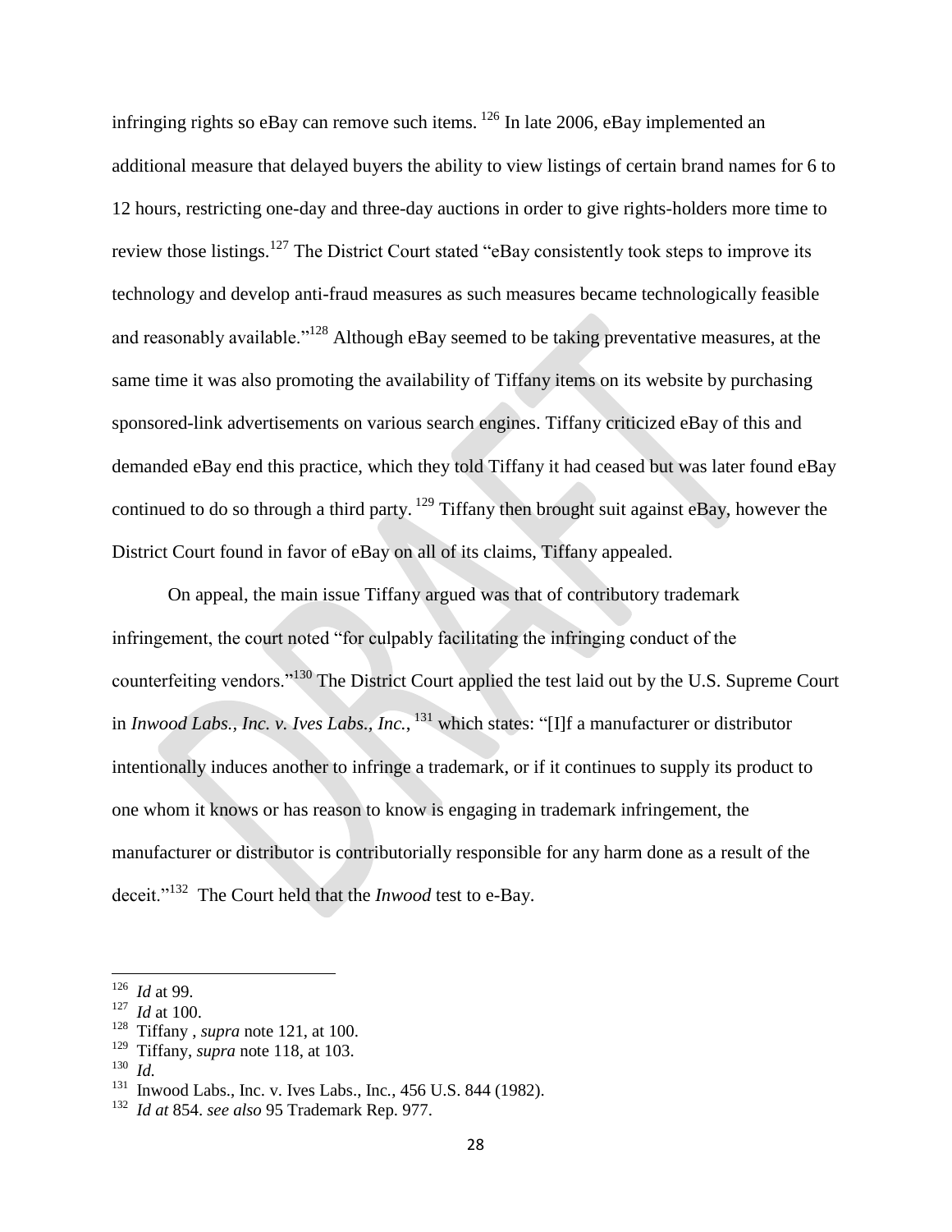infringing rights so eBay can remove such items. [126] In late 2006, eBay implemented an additional measure that delayed buyers the ability to view listings of certain brand names for 6 to 12 hours, restricting one-day and three-day auctions in order to give rights-holders more time to review those listings.[127] The District Court stated "eBay consistently took steps to improve its technology and develop anti-fraud measures as such measures became technologically feasible and reasonably available."[128] Although eBay seemed to be taking preventative measures, at the same time it was also promoting the availability of Tiffany items on its website by purchasing sponsored-link advertisements on various search engines. Tiffany criticized eBay of this and demanded eBay end this practice, which they told Tiffany it had ceased but was later found eBay continued to do so through a third party. [129] Tiffany then brought suit against eBay, however the District Court found in favor of eBay on all of its claims, Tiffany appealed.

On appeal, the main issue Tiffany argued was that of contributory trademark infringement, the court noted "for culpably facilitating the infringing conduct of the counterfeiting vendors."[130] The District Court applied the test laid out by the U.S. Supreme Court in *Inwood Labs., Inc. v. Ives Labs., Inc.*, [131] which states: "[I]f a manufacturer or distributor intentionally induces another to infringe a trademark, or if it continues to supply its product to one whom it knows or has reason to know is engaging in trademark infringement, the manufacturer or distributor is contributorially responsible for any harm done as a result of the deceit."[132] The Court held that the *Inwood* test to e-Bay.

---

[126] *Id* at 99.

[127] *Id* at 100.

[128] Tiffany , *supra* note 121, at 100.

[129] Tiffany, *supra* note 118, at 103.

[130] *Id.*

[131] Inwood Labs., Inc. v. Ives Labs., Inc., 456 U.S. 844 (1982).

[132] *Id at* 854. *see also* 95 Trademark Rep. 977.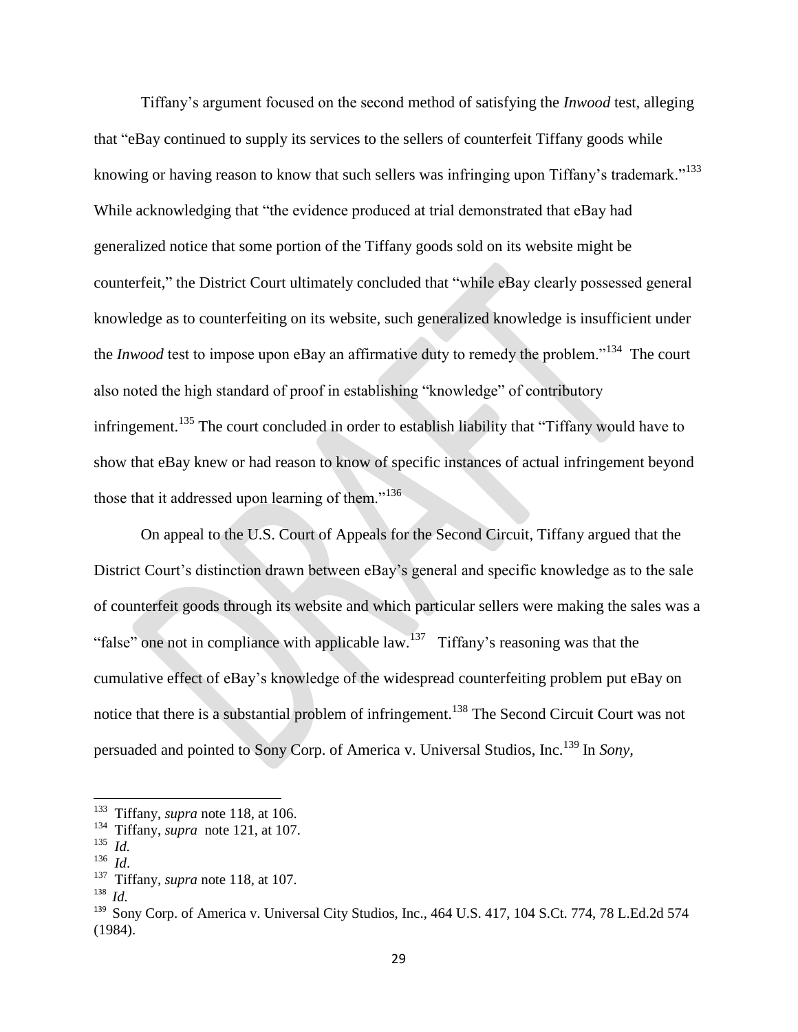Tiffany's argument focused on the second method of satisfying the *Inwood* test, alleging that "eBay continued to supply its services to the sellers of counterfeit Tiffany goods while knowing or having reason to know that such sellers was infringing upon Tiffany's trademark."[133] While acknowledging that "the evidence produced at trial demonstrated that eBay had generalized notice that some portion of the Tiffany goods sold on its website might be counterfeit," the District Court ultimately concluded that "while eBay clearly possessed general knowledge as to counterfeiting on its website, such generalized knowledge is insufficient under the *Inwood* test to impose upon eBay an affirmative duty to remedy the problem."[134] The court also noted the high standard of proof in establishing "knowledge" of contributory infringement.[135] The court concluded in order to establish liability that "Tiffany would have to show that eBay knew or had reason to know of specific instances of actual infringement beyond those that it addressed upon learning of them."[136]

On appeal to the U.S. Court of Appeals for the Second Circuit, Tiffany argued that the District Court's distinction drawn between eBay's general and specific knowledge as to the sale of counterfeit goods through its website and which particular sellers were making the sales was a "false" one not in compliance with applicable law.[137] Tiffany's reasoning was that the cumulative effect of eBay's knowledge of the widespread counterfeiting problem put eBay on notice that there is a substantial problem of infringement.[138] The Second Circuit Court was not persuaded and pointed to Sony Corp. of America v. Universal Studios, Inc.[139] In *Sony*,

---

[133] Tiffany, *supra* note 118, at 106.

[134] Tiffany, *supra* note 121, at 107.

[135] *Id.*

[136] *Id*.

[137] Tiffany, *supra* note 118, at 107.

[138] *Id.*

[139] Sony Corp. of America v. Universal City Studios, Inc., 464 U.S. 417, 104 S.Ct. 774, 78 L.Ed.2d 574 (1984).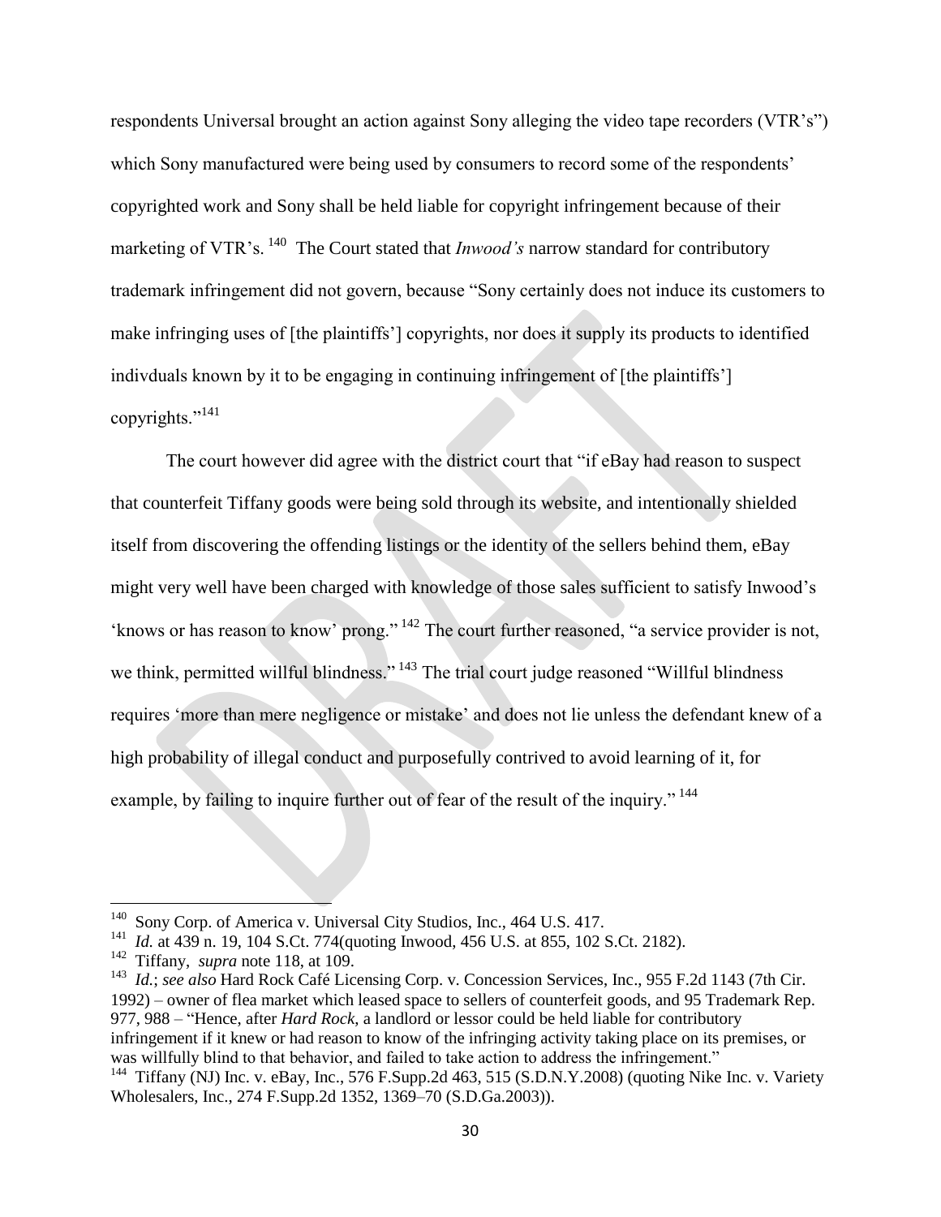respondents Universal brought an action against Sony alleging the video tape recorders (VTR's") which Sony manufactured were being used by consumers to record some of the respondents' copyrighted work and Sony shall be held liable for copyright infringement because of their marketing of VTR's. [140] The Court stated that *Inwood's* narrow standard for contributory trademark infringement did not govern, because "Sony certainly does not induce its customers to make infringing uses of [the plaintiffs'] copyrights, nor does it supply its products to identified indivduals known by it to be engaging in continuing infringement of [the plaintiffs'] copyrights."[141]

The court however did agree with the district court that "if eBay had reason to suspect that counterfeit Tiffany goods were being sold through its website, and intentionally shielded itself from discovering the offending listings or the identity of the sellers behind them, eBay might very well have been charged with knowledge of those sales sufficient to satisfy Inwood's 'knows or has reason to know' prong." [142] The court further reasoned, "a service provider is not, we think, permitted willful blindness." [143] The trial court judge reasoned "Willful blindness requires 'more than mere negligence or mistake' and does not lie unless the defendant knew of a high probability of illegal conduct and purposefully contrived to avoid learning of it, for example, by failing to inquire further out of fear of the result of the inquiry." [144]

---

[140] Sony Corp. of America v. Universal City Studios, Inc., 464 U.S. 417.

[141] *Id.* at 439 n. 19, 104 S.Ct. 774(quoting Inwood, 456 U.S. at 855, 102 S.Ct. 2182).

[142] Tiffany, *supra* note 118, at 109.

[143] *Id.*; *see also* Hard Rock Café Licensing Corp. v. Concession Services, Inc., 955 F.2d 1143 (7th Cir. 1992) – owner of flea market which leased space to sellers of counterfeit goods, and 95 Trademark Rep. 977, 988 – "Hence, after *Hard Rock*, a landlord or lessor could be held liable for contributory infringement if it knew or had reason to know of the infringing activity taking place on its premises, or was willfully blind to that behavior, and failed to take action to address the infringement."

[144] Tiffany (NJ) Inc. v. eBay, Inc., 576 F.Supp.2d 463, 515 (S.D.N.Y.2008) (quoting Nike Inc. v. Variety Wholesalers, Inc., 274 F.Supp.2d 1352, 1369–70 (S.D.Ga.2003)).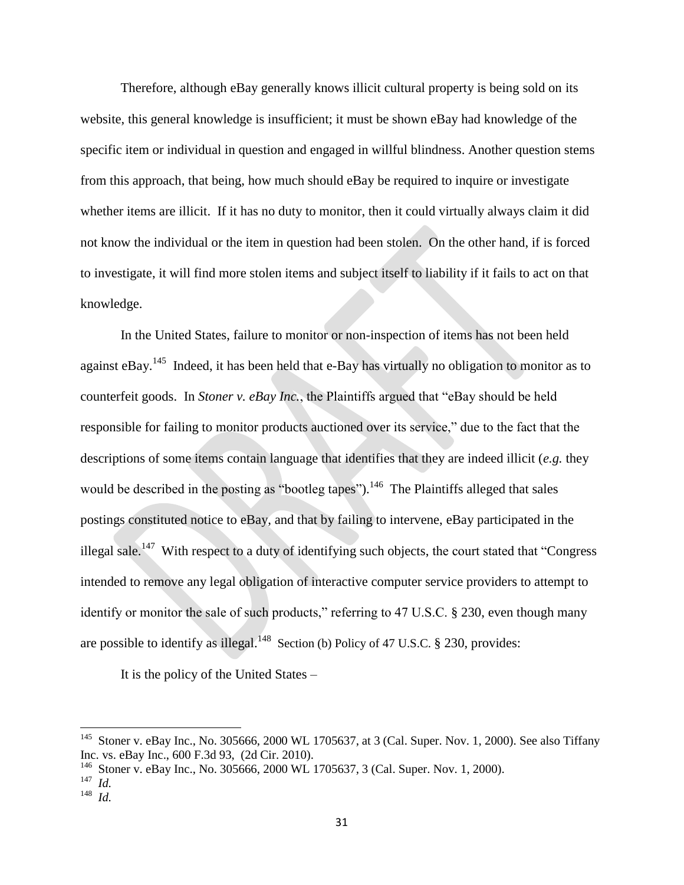Therefore, although eBay generally knows illicit cultural property is being sold on its website, this general knowledge is insufficient; it must be shown eBay had knowledge of the specific item or individual in question and engaged in willful blindness. Another question stems from this approach, that being, how much should eBay be required to inquire or investigate whether items are illicit. If it has no duty to monitor, then it could virtually always claim it did not know the individual or the item in question had been stolen. On the other hand, if is forced to investigate, it will find more stolen items and subject itself to liability if it fails to act on that knowledge.

In the United States, failure to monitor or non-inspection of items has not been held against eBay.[145] Indeed, it has been held that e-Bay has virtually no obligation to monitor as to counterfeit goods. In *Stoner v. eBay Inc.*, the Plaintiffs argued that "eBay should be held responsible for failing to monitor products auctioned over its service," due to the fact that the descriptions of some items contain language that identifies that they are indeed illicit (*e.g.* they would be described in the posting as "bootleg tapes").[146] The Plaintiffs alleged that sales postings constituted notice to eBay, and that by failing to intervene, eBay participated in the illegal sale.[147] With respect to a duty of identifying such objects, the court stated that "Congress intended to remove any legal obligation of interactive computer service providers to attempt to identify or monitor the sale of such products," referring to 47 U.S.C. § 230, even though many are possible to identify as illegal.[148] Section (b) Policy of 47 U.S.C. § 230, provides:

It is the policy of the United States –

---

[145] Stoner v. eBay Inc., No. 305666, 2000 WL 1705637, at 3 (Cal. Super. Nov. 1, 2000). See also Tiffany Inc. vs. eBay Inc., 600 F.3d 93, (2d Cir. 2010).

[146] Stoner v. eBay Inc., No. 305666, 2000 WL 1705637, 3 (Cal. Super. Nov. 1, 2000).

[147] *Id.*

[148] *Id.*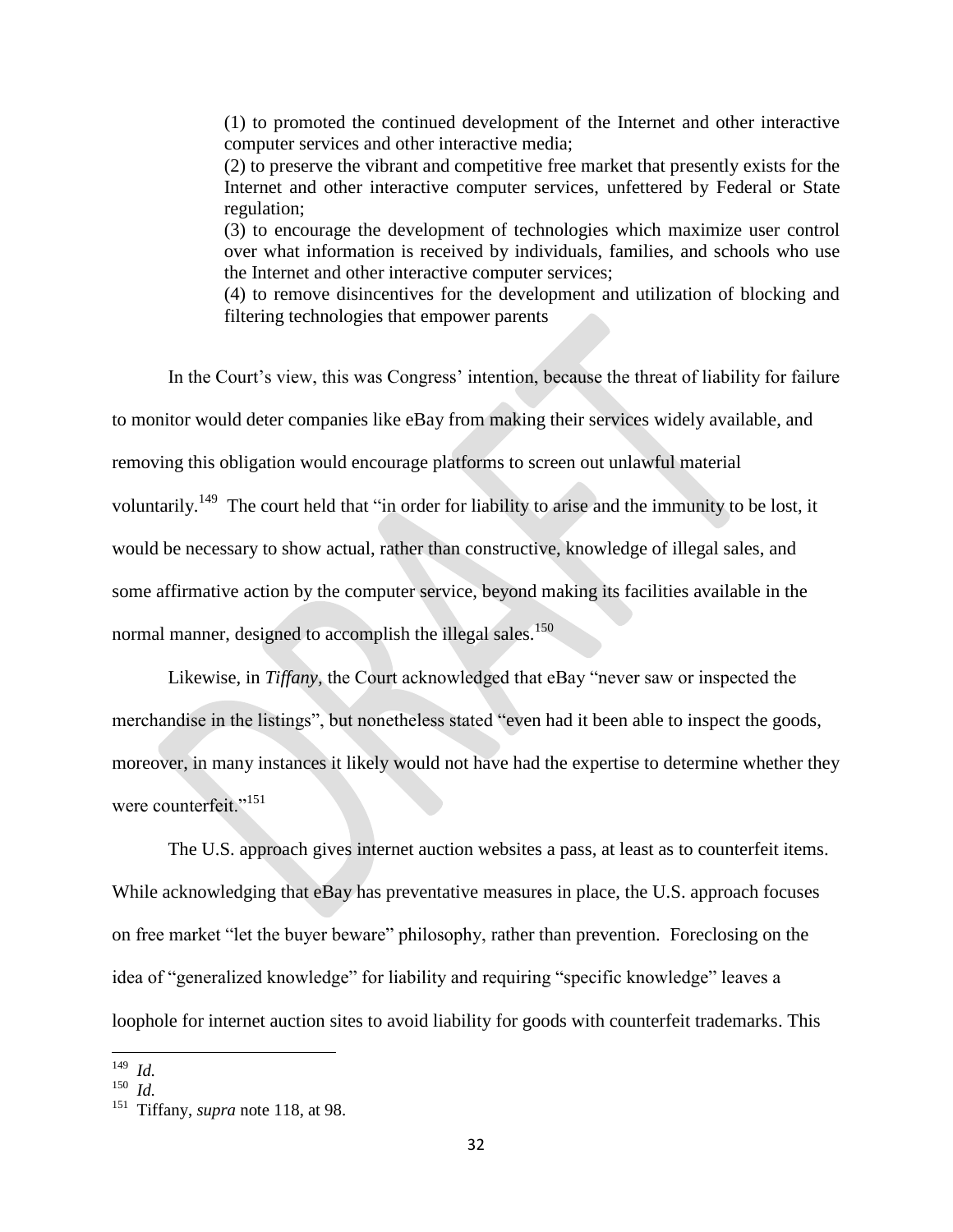> (1) to promoted the continued development of the Internet and other interactive computer services and other interactive media;
> (2) to preserve the vibrant and competitive free market that presently exists for the Internet and other interactive computer services, unfettered by Federal or State regulation;
> (3) to encourage the development of technologies which maximize user control over what information is received by individuals, families, and schools who use the Internet and other interactive computer services;
> (4) to remove disincentives for the development and utilization of blocking and filtering technologies that empower parents

In the Court's view, this was Congress' intention, because the threat of liability for failure to monitor would deter companies like eBay from making their services widely available, and removing this obligation would encourage platforms to screen out unlawful material voluntarily.[149] The court held that "in order for liability to arise and the immunity to be lost, it would be necessary to show actual, rather than constructive, knowledge of illegal sales, and some affirmative action by the computer service, beyond making its facilities available in the normal manner, designed to accomplish the illegal sales.[150]

Likewise, in *Tiffany*, the Court acknowledged that eBay "never saw or inspected the merchandise in the listings", but nonetheless stated "even had it been able to inspect the goods, moreover, in many instances it likely would not have had the expertise to determine whether they were counterfeit."[151]

The U.S. approach gives internet auction websites a pass, at least as to counterfeit items. While acknowledging that eBay has preventative measures in place, the U.S. approach focuses on free market "let the buyer beware" philosophy, rather than prevention. Foreclosing on the idea of "generalized knowledge" for liability and requiring "specific knowledge" leaves a loophole for internet auction sites to avoid liability for goods with counterfeit trademarks. This

---

[149] *Id.*

[150] *Id.*

[151] Tiffany, *supra* note 118, at 98.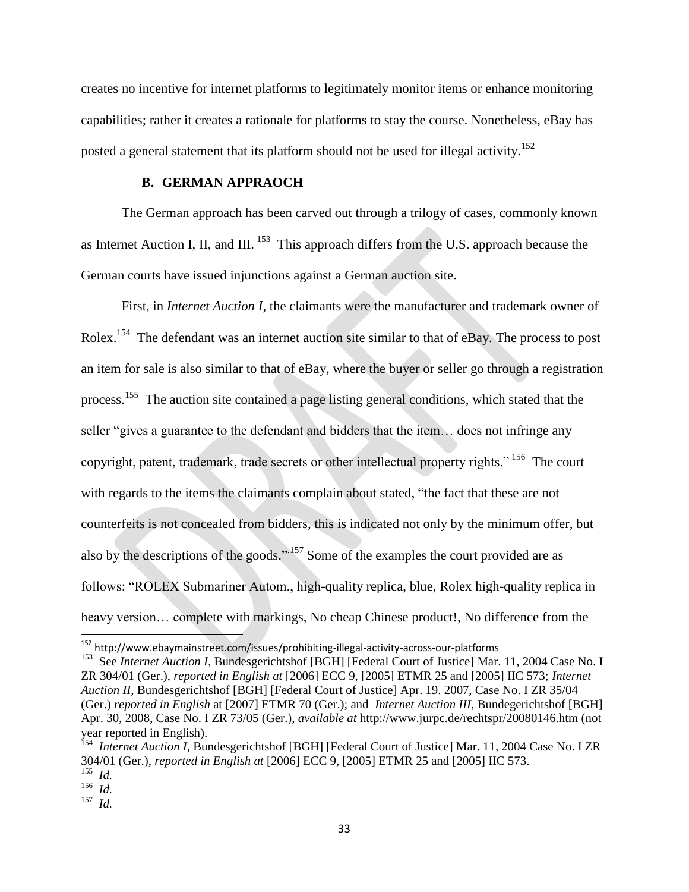creates no incentive for internet platforms to legitimately monitor items or enhance monitoring capabilities; rather it creates a rationale for platforms to stay the course. Nonetheless, eBay has posted a general statement that its platform should not be used for illegal activity.[152]

### B. GERMAN APPRAOCH

The German approach has been carved out through a trilogy of cases, commonly known as Internet Auction I, II, and III. [153] This approach differs from the U.S. approach because the German courts have issued injunctions against a German auction site.

First, in *Internet Auction I*, the claimants were the manufacturer and trademark owner of Rolex.[154] The defendant was an internet auction site similar to that of eBay. The process to post an item for sale is also similar to that of eBay, where the buyer or seller go through a registration process.[155] The auction site contained a page listing general conditions, which stated that the seller "gives a guarantee to the defendant and bidders that the item… does not infringe any copyright, patent, trademark, trade secrets or other intellectual property rights." [156] The court with regards to the items the claimants complain about stated, "the fact that these are not counterfeits is not concealed from bidders, this is indicated not only by the minimum offer, but also by the descriptions of the goods."[157] Some of the examples the court provided are as follows: "ROLEX Submariner Autom., high-quality replica, blue, Rolex high-quality replica in heavy version… complete with markings, No cheap Chinese product!, No difference from the

---

[152] http://www.ebaymainstreet.com/issues/prohibiting-illegal-activity-across-our-platforms

[153] See *Internet Auction I*, Bundesgerichtshof [BGH] [Federal Court of Justice] Mar. 11, 2004 Case No. I ZR 304/01 (Ger.), *reported in English at* [2006] ECC 9, [2005] ETMR 25 and [2005] IIC 573; *Internet Auction II*, Bundesgerichtshof [BGH] [Federal Court of Justice] Apr. 19. 2007, Case No. I ZR 35/04 (Ger.) *reported in English* at [2007] ETMR 70 (Ger.); and *Internet Auction III*, Bundegerichtshof [BGH] Apr. 30, 2008, Case No. I ZR 73/05 (Ger.), *available at* http://www.jurpc.de/rechtspr/20080146.htm (not year reported in English).

[154] *Internet Auction I*, Bundesgerichtshof [BGH] [Federal Court of Justice] Mar. 11, 2004 Case No. I ZR 304/01 (Ger.), *reported in English at* [2006] ECC 9, [2005] ETMR 25 and [2005] IIC 573.

[155] *Id.*

[156] *Id.*

[157] *Id.*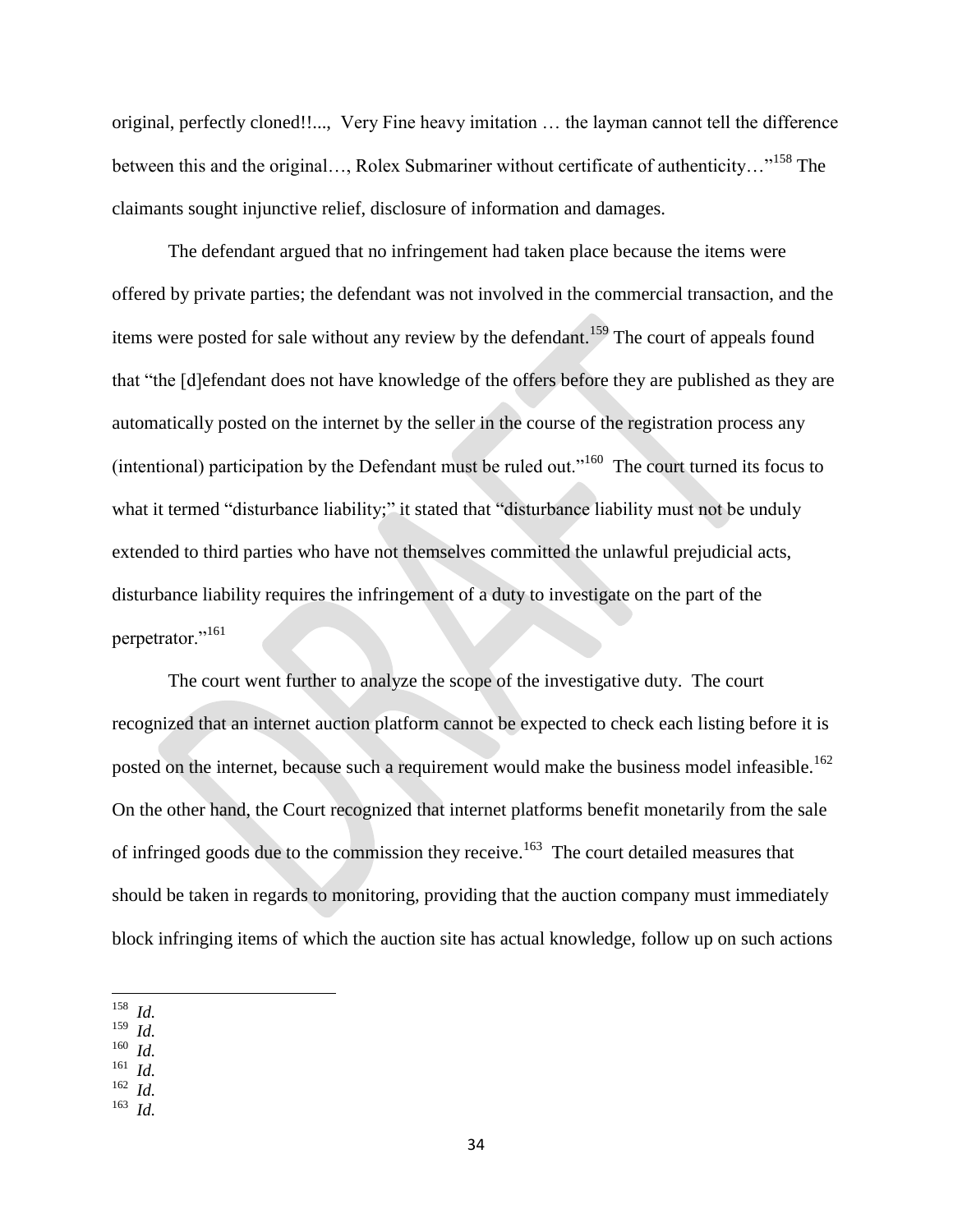original, perfectly cloned!!..., Very Fine heavy imitation … the layman cannot tell the difference between this and the original…, Rolex Submariner without certificate of authenticity…"[158] The claimants sought injunctive relief, disclosure of information and damages.

The defendant argued that no infringement had taken place because the items were offered by private parties; the defendant was not involved in the commercial transaction, and the items were posted for sale without any review by the defendant.[159] The court of appeals found that "the [d]efendant does not have knowledge of the offers before they are published as they are automatically posted on the internet by the seller in the course of the registration process any (intentional) participation by the Defendant must be ruled out."[160] The court turned its focus to what it termed "disturbance liability;" it stated that "disturbance liability must not be unduly extended to third parties who have not themselves committed the unlawful prejudicial acts, disturbance liability requires the infringement of a duty to investigate on the part of the perpetrator."[161]

The court went further to analyze the scope of the investigative duty. The court recognized that an internet auction platform cannot be expected to check each listing before it is posted on the internet, because such a requirement would make the business model infeasible.[162] On the other hand, the Court recognized that internet platforms benefit monetarily from the sale of infringed goods due to the commission they receive.[163] The court detailed measures that should be taken in regards to monitoring, providing that the auction company must immediately block infringing items of which the auction site has actual knowledge, follow up on such actions

---

[158] *Id.*
[159] *Id.*
[160] *Id.*
[161] *Id.*
[162] *Id.*
[163] *Id.*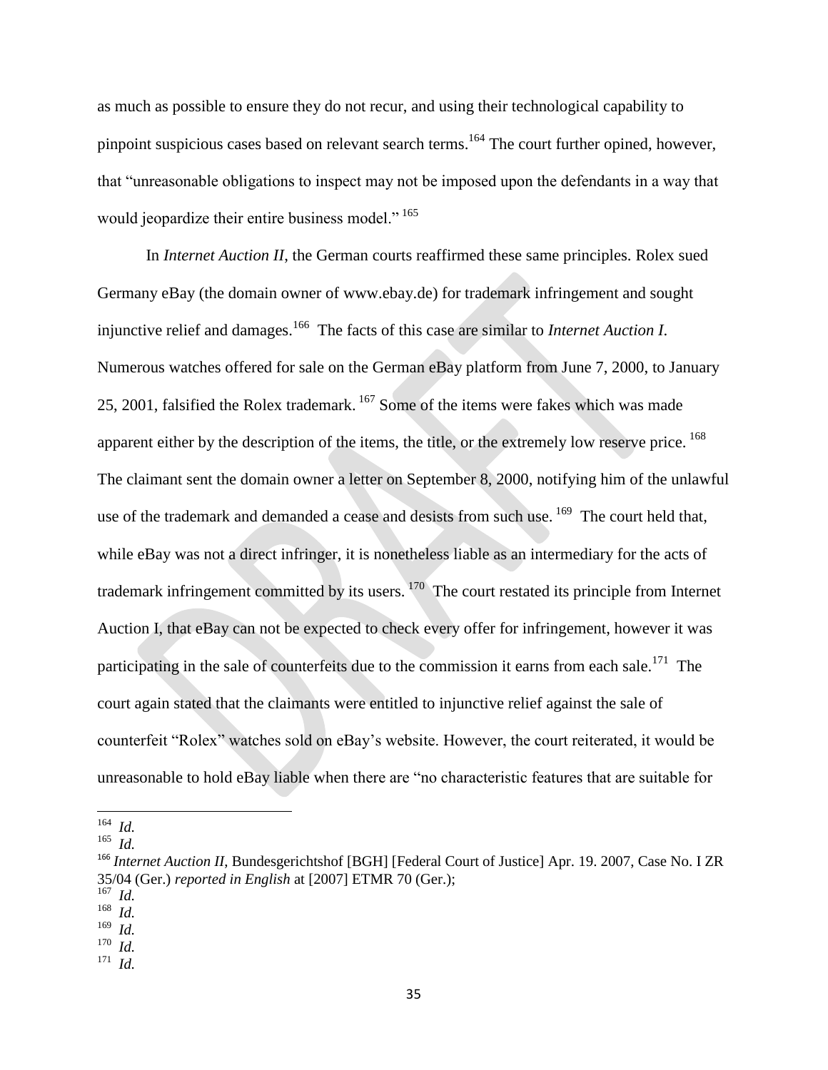as much as possible to ensure they do not recur, and using their technological capability to pinpoint suspicious cases based on relevant search terms.[164] The court further opined, however, that "unreasonable obligations to inspect may not be imposed upon the defendants in a way that would jeopardize their entire business model." [165]

In *Internet Auction II*, the German courts reaffirmed these same principles. Rolex sued Germany eBay (the domain owner of www.ebay.de) for trademark infringement and sought injunctive relief and damages.[166] The facts of this case are similar to *Internet Auction I*. Numerous watches offered for sale on the German eBay platform from June 7, 2000, to January 25, 2001, falsified the Rolex trademark. [167] Some of the items were fakes which was made apparent either by the description of the items, the title, or the extremely low reserve price. [168] The claimant sent the domain owner a letter on September 8, 2000, notifying him of the unlawful use of the trademark and demanded a cease and desists from such use. [169] The court held that, while eBay was not a direct infringer, it is nonetheless liable as an intermediary for the acts of trademark infringement committed by its users. [170] The court restated its principle from Internet Auction I, that eBay can not be expected to check every offer for infringement, however it was participating in the sale of counterfeits due to the commission it earns from each sale.[171] The court again stated that the claimants were entitled to injunctive relief against the sale of counterfeit "Rolex" watches sold on eBay's website. However, the court reiterated, it would be unreasonable to hold eBay liable when there are "no characteristic features that are suitable for

---

[164] *Id.*

[165] *Id.*

[166] *Internet Auction II*, Bundesgerichtshof [BGH] [Federal Court of Justice] Apr. 19. 2007, Case No. I ZR 35/04 (Ger.) *reported in English* at [2007] ETMR 70 (Ger.);

[167] *Id.*

[168] *Id.*

[169] *Id.*

[170] *Id.*

[171] *Id.*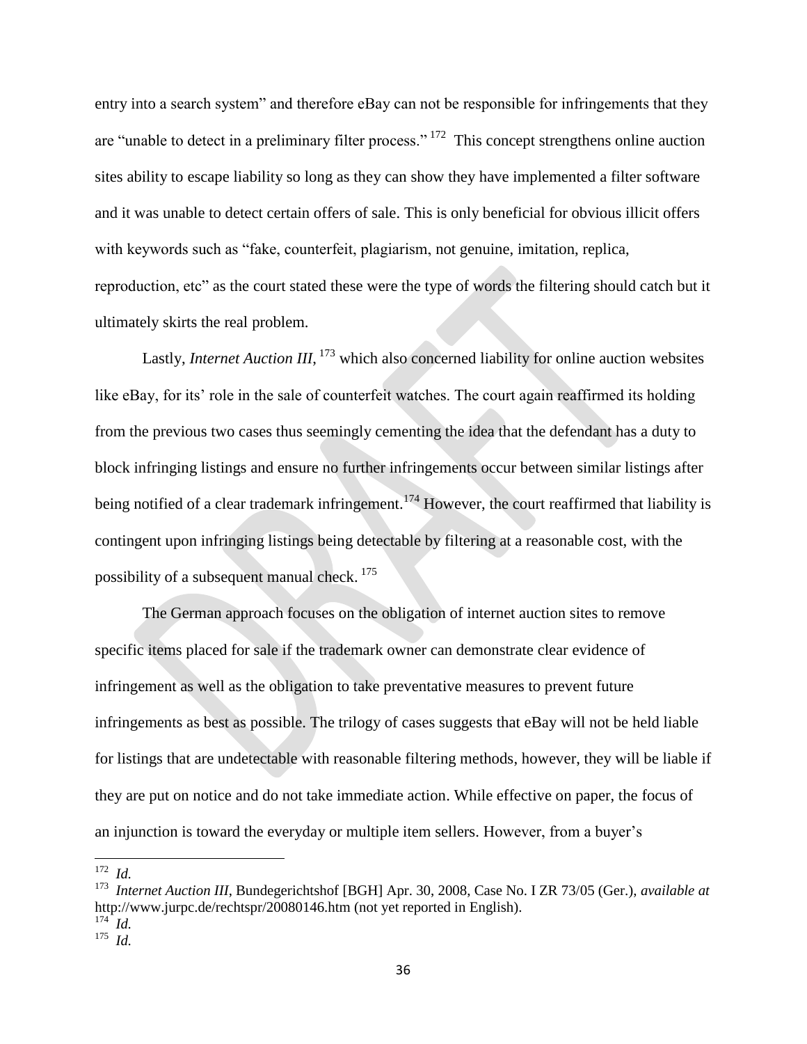entry into a search system" and therefore eBay can not be responsible for infringements that they are "unable to detect in a preliminary filter process." [172] This concept strengthens online auction sites ability to escape liability so long as they can show they have implemented a filter software and it was unable to detect certain offers of sale. This is only beneficial for obvious illicit offers with keywords such as "fake, counterfeit, plagiarism, not genuine, imitation, replica, reproduction, etc" as the court stated these were the type of words the filtering should catch but it ultimately skirts the real problem.

Lastly, *Internet Auction III*, [173] which also concerned liability for online auction websites like eBay, for its' role in the sale of counterfeit watches. The court again reaffirmed its holding from the previous two cases thus seemingly cementing the idea that the defendant has a duty to block infringing listings and ensure no further infringements occur between similar listings after being notified of a clear trademark infringement.[174] However, the court reaffirmed that liability is contingent upon infringing listings being detectable by filtering at a reasonable cost, with the possibility of a subsequent manual check. [175]

The German approach focuses on the obligation of internet auction sites to remove specific items placed for sale if the trademark owner can demonstrate clear evidence of infringement as well as the obligation to take preventative measures to prevent future infringements as best as possible. The trilogy of cases suggests that eBay will not be held liable for listings that are undetectable with reasonable filtering methods, however, they will be liable if they are put on notice and do not take immediate action. While effective on paper, the focus of an injunction is toward the everyday or multiple item sellers. However, from a buyer's

---

[172] *Id.*

[173] *Internet Auction III*, Bundegerichtshof [BGH] Apr. 30, 2008, Case No. I ZR 73/05 (Ger.), *available at* http://www.jurpc.de/rechtspr/20080146.htm (not yet reported in English).

[174] *Id.*

[175] *Id.*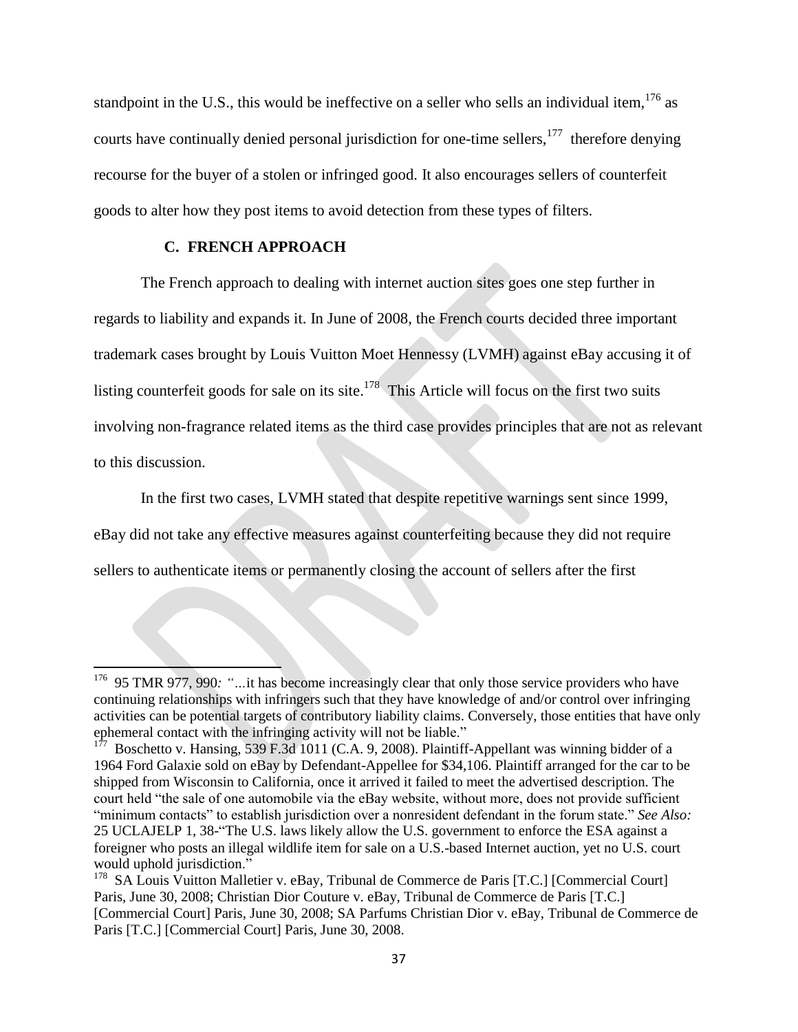standpoint in the U.S., this would be ineffective on a seller who sells an individual item,[176] as courts have continually denied personal jurisdiction for one-time sellers,[177] therefore denying recourse for the buyer of a stolen or infringed good. It also encourages sellers of counterfeit goods to alter how they post items to avoid detection from these types of filters.

### C. FRENCH APPROACH

The French approach to dealing with internet auction sites goes one step further in regards to liability and expands it. In June of 2008, the French courts decided three important trademark cases brought by Louis Vuitton Moet Hennessy (LVMH) against eBay accusing it of listing counterfeit goods for sale on its site.[178] This Article will focus on the first two suits involving non-fragrance related items as the third case provides principles that are not as relevant to this discussion.

In the first two cases, LVMH stated that despite repetitive warnings sent since 1999, eBay did not take any effective measures against counterfeiting because they did not require sellers to authenticate items or permanently closing the account of sellers after the first

---

[176] 95 TMR 977, 990*: "*...it has become increasingly clear that only those service providers who have continuing relationships with infringers such that they have knowledge of and/or control over infringing activities can be potential targets of contributory liability claims. Conversely, those entities that have only ephemeral contact with the infringing activity will not be liable."

[177] Boschetto v. Hansing, 539 F.3d 1011 (C.A. 9, 2008). Plaintiff-Appellant was winning bidder of a 1964 Ford Galaxie sold on eBay by Defendant-Appellee for $34,106. Plaintiff arranged for the car to be shipped from Wisconsin to California, once it arrived it failed to meet the advertised description. The court held "the sale of one automobile via the eBay website, without more, does not provide sufficient "minimum contacts" to establish jurisdiction over a nonresident defendant in the forum state." *See Also:* 25 UCLAJELP 1, 38-"The U.S. laws likely allow the U.S. government to enforce the ESA against a foreigner who posts an illegal wildlife item for sale on a U.S.-based Internet auction, yet no U.S. court would uphold jurisdiction."

[178] SA Louis Vuitton Malletier v. eBay, Tribunal de Commerce de Paris [T.C.] [Commercial Court] Paris, June 30, 2008; Christian Dior Couture v. eBay, Tribunal de Commerce de Paris [T.C.] [Commercial Court] Paris, June 30, 2008; SA Parfums Christian Dior v. eBay, Tribunal de Commerce de Paris [T.C.] [Commercial Court] Paris, June 30, 2008.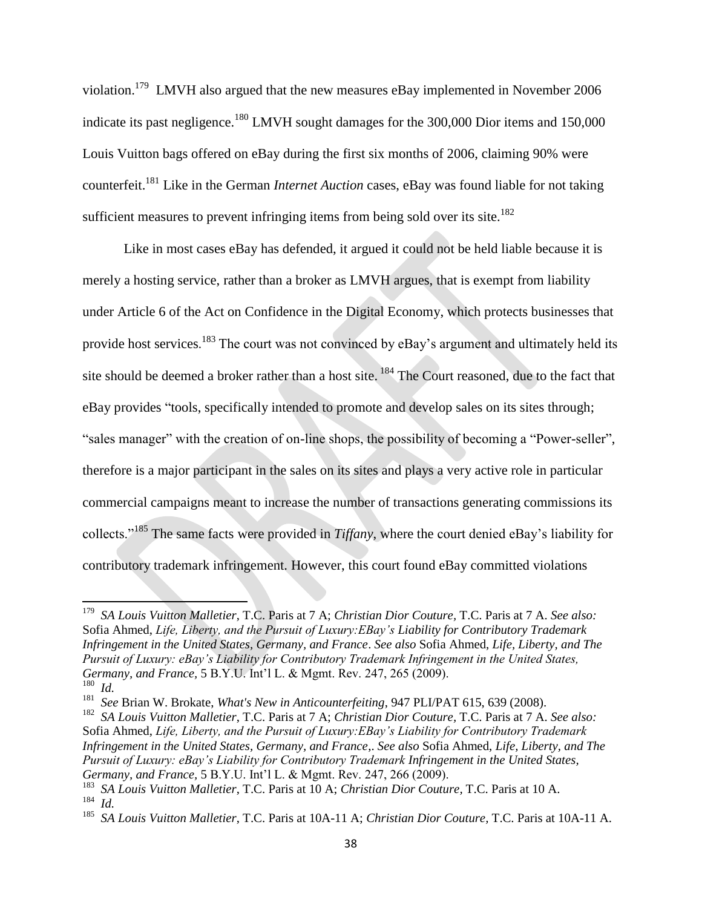violation.[179] LMVH also argued that the new measures eBay implemented in November 2006 indicate its past negligence.[180] LMVH sought damages for the 300,000 Dior items and 150,000 Louis Vuitton bags offered on eBay during the first six months of 2006, claiming 90% were counterfeit.[181] Like in the German *Internet Auction* cases, eBay was found liable for not taking sufficient measures to prevent infringing items from being sold over its site.[182]

Like in most cases eBay has defended, it argued it could not be held liable because it is merely a hosting service, rather than a broker as LMVH argues, that is exempt from liability under Article 6 of the Act on Confidence in the Digital Economy, which protects businesses that provide host services.[183] The court was not convinced by eBay's argument and ultimately held its site should be deemed a broker rather than a host site. [184] The Court reasoned, due to the fact that eBay provides "tools, specifically intended to promote and develop sales on its sites through; "sales manager" with the creation of on-line shops, the possibility of becoming a "Power-seller", therefore is a major participant in the sales on its sites and plays a very active role in particular commercial campaigns meant to increase the number of transactions generating commissions its collects."[185] The same facts were provided in *Tiffany*, where the court denied eBay's liability for contributory trademark infringement. However, this court found eBay committed violations

---

[179] *SA Louis Vuitton Malletier*, T.C. Paris at 7 A; *Christian Dior Couture*, T.C. Paris at 7 A. *See also:* Sofia Ahmed, *Life, Liberty, and the Pursuit of Luxury:EBay's Liability for Contributory Trademark Infringement in the United States, Germany, and France*. *See also* Sofia Ahmed, *Life, Liberty, and The Pursuit of Luxury: eBay's Liability for Contributory Trademark Infringement in the United States, Germany, and France*, 5 B.Y.U. Int'l L. & Mgmt. Rev. 247, 265 (2009).

[180] *Id.*

[181] *See* Brian W. Brokate, *What's New in Anticounterfeiting*, 947 PLI/PAT 615, 639 (2008).

[182] *SA Louis Vuitton Malletier*, T.C. Paris at 7 A; *Christian Dior Couture*, T.C. Paris at 7 A. *See also:* Sofia Ahmed, *Life, Liberty, and the Pursuit of Luxury:EBay's Liability for Contributory Trademark Infringement in the United States, Germany, and France,*. *See also* Sofia Ahmed, *Life, Liberty, and The Pursuit of Luxury: eBay's Liability for Contributory Trademark Infringement in the United States, Germany, and France*, 5 B.Y.U. Int'l L. & Mgmt. Rev. 247, 266 (2009).

[183] *SA Louis Vuitton Malletier*, T.C. Paris at 10 A; *Christian Dior Couture,* T.C. Paris at 10 A.

[184] *Id.*

[185] *SA Louis Vuitton Malletier*, T.C. Paris at 10A-11 A; *Christian Dior Couture,* T.C. Paris at 10A-11 A.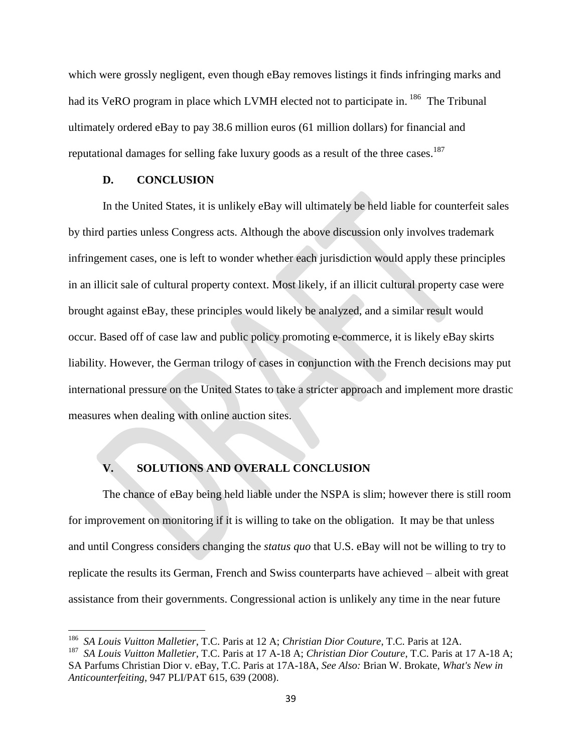which were grossly negligent, even though eBay removes listings it finds infringing marks and had its VeRO program in place which LVMH elected not to participate in. [186] The Tribunal ultimately ordered eBay to pay 38.6 million euros (61 million dollars) for financial and reputational damages for selling fake luxury goods as a result of the three cases.[187]

### D. CONCLUSION

In the United States, it is unlikely eBay will ultimately be held liable for counterfeit sales by third parties unless Congress acts. Although the above discussion only involves trademark infringement cases, one is left to wonder whether each jurisdiction would apply these principles in an illicit sale of cultural property context. Most likely, if an illicit cultural property case were brought against eBay, these principles would likely be analyzed, and a similar result would occur. Based off of case law and public policy promoting e-commerce, it is likely eBay skirts liability. However, the German trilogy of cases in conjunction with the French decisions may put international pressure on the United States to take a stricter approach and implement more drastic measures when dealing with online auction sites.

## V. SOLUTIONS AND OVERALL CONCLUSION

The chance of eBay being held liable under the NSPA is slim; however there is still room for improvement on monitoring if it is willing to take on the obligation. It may be that unless and until Congress considers changing the *status quo* that U.S. eBay will not be willing to try to replicate the results its German, French and Swiss counterparts have achieved – albeit with great assistance from their governments. Congressional action is unlikely any time in the near future

---

[186] *SA Louis Vuitton Malletier*, T.C. Paris at 12 A; *Christian Dior Couture*, T.C. Paris at 12A.

[187] *SA Louis Vuitton Malletier*, T.C. Paris at 17 A-18 A; *Christian Dior Couture*, T.C. Paris at 17 A-18 A; SA Parfums Christian Dior v. eBay, T.C. Paris at 17A-18A, *See Also:* Brian W. Brokate, *What's New in Anticounterfeiting*, 947 PLI/PAT 615, 639 (2008).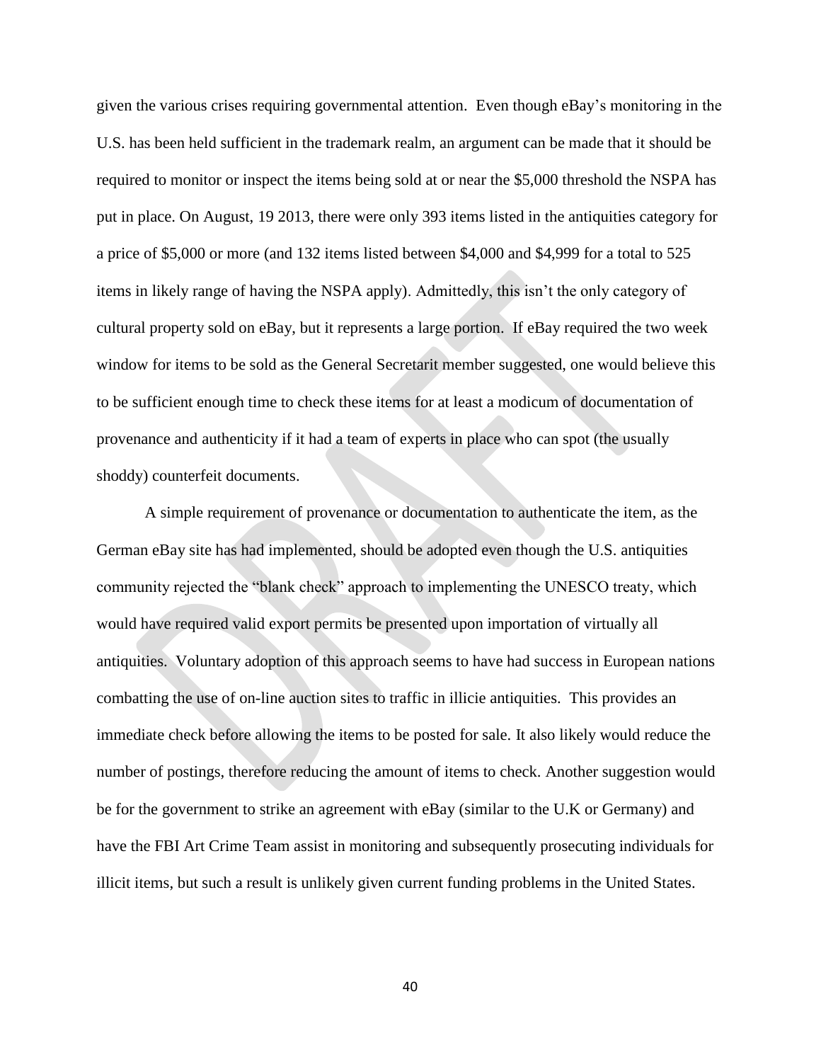given the various crises requiring governmental attention. Even though eBay's monitoring in the U.S. has been held sufficient in the trademark realm, an argument can be made that it should be required to monitor or inspect the items being sold at or near the $5,000 threshold the NSPA has put in place. On August, 19 2013, there were only 393 items listed in the antiquities category for a price of $5,000 or more (and 132 items listed between $4,000 and $4,999 for a total to 525 items in likely range of having the NSPA apply). Admittedly, this isn't the only category of cultural property sold on eBay, but it represents a large portion. If eBay required the two week window for items to be sold as the General Secretarit member suggested, one would believe this to be sufficient enough time to check these items for at least a modicum of documentation of provenance and authenticity if it had a team of experts in place who can spot (the usually shoddy) counterfeit documents.

A simple requirement of provenance or documentation to authenticate the item, as the German eBay site has had implemented, should be adopted even though the U.S. antiquities community rejected the "blank check" approach to implementing the UNESCO treaty, which would have required valid export permits be presented upon importation of virtually all antiquities. Voluntary adoption of this approach seems to have had success in European nations combatting the use of on-line auction sites to traffic in illicie antiquities. This provides an immediate check before allowing the items to be posted for sale. It also likely would reduce the number of postings, therefore reducing the amount of items to check. Another suggestion would be for the government to strike an agreement with eBay (similar to the U.K or Germany) and have the FBI Art Crime Team assist in monitoring and subsequently prosecuting individuals for illicit items, but such a result is unlikely given current funding problems in the United States.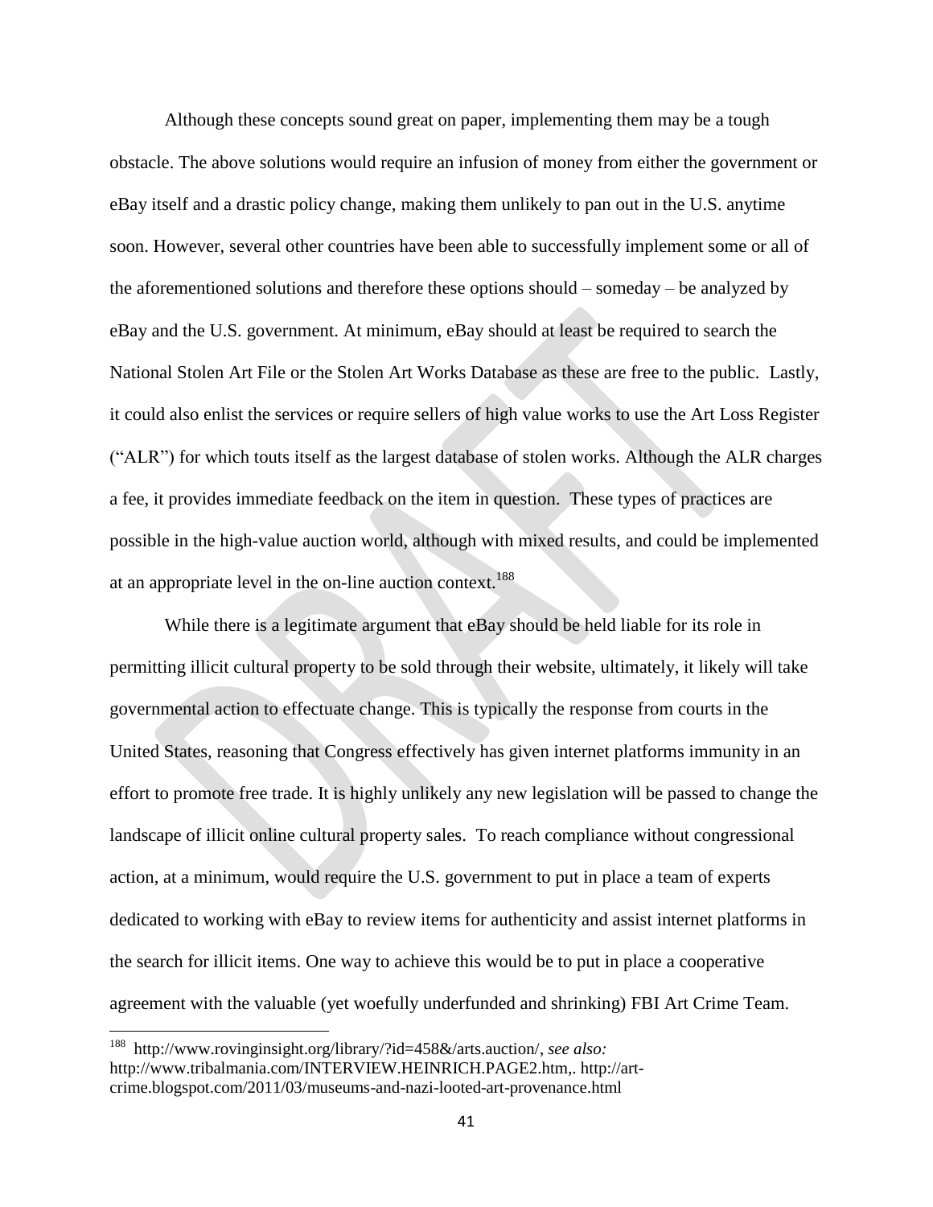Although these concepts sound great on paper, implementing them may be a tough obstacle. The above solutions would require an infusion of money from either the government or eBay itself and a drastic policy change, making them unlikely to pan out in the U.S. anytime soon. However, several other countries have been able to successfully implement some or all of the aforementioned solutions and therefore these options should – someday – be analyzed by eBay and the U.S. government. At minimum, eBay should at least be required to search the National Stolen Art File or the Stolen Art Works Database as these are free to the public. Lastly, it could also enlist the services or require sellers of high value works to use the Art Loss Register ("ALR") for which touts itself as the largest database of stolen works. Although the ALR charges a fee, it provides immediate feedback on the item in question. These types of practices are possible in the high-value auction world, although with mixed results, and could be implemented at an appropriate level in the on-line auction context.[188]

While there is a legitimate argument that eBay should be held liable for its role in permitting illicit cultural property to be sold through their website, ultimately, it likely will take governmental action to effectuate change. This is typically the response from courts in the United States, reasoning that Congress effectively has given internet platforms immunity in an effort to promote free trade. It is highly unlikely any new legislation will be passed to change the landscape of illicit online cultural property sales. To reach compliance without congressional action, at a minimum, would require the U.S. government to put in place a team of experts dedicated to working with eBay to review items for authenticity and assist internet platforms in the search for illicit items. One way to achieve this would be to put in place a cooperative agreement with the valuable (yet woefully underfunded and shrinking) FBI Art Crime Team.

---

[188] http://www.rovinginsight.org/library/?id=458&/arts.auction/, *see also:* http://www.tribalmania.com/INTERVIEW.HEINRICH.PAGE2.htm,. http://art-crime.blogspot.com/2011/03/museums-and-nazi-looted-art-provenance.html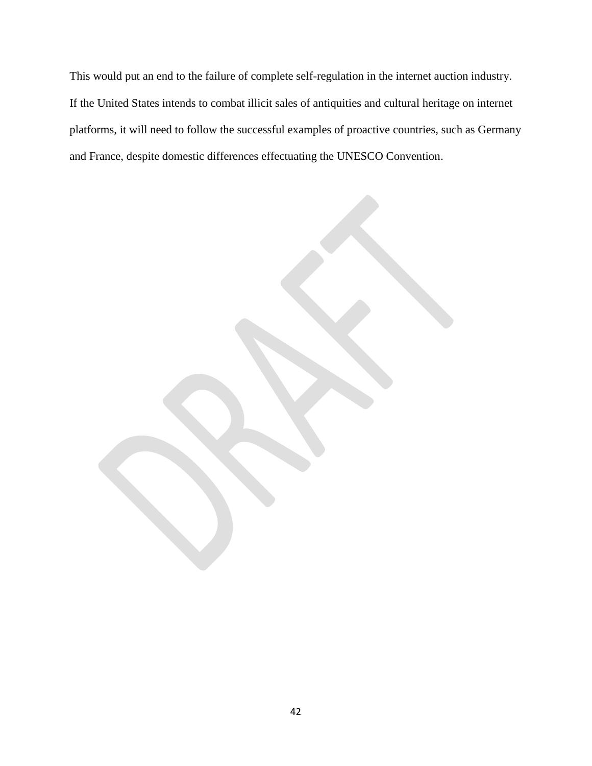This would put an end to the failure of complete self-regulation in the internet auction industry. If the United States intends to combat illicit sales of antiquities and cultural heritage on internet platforms, it will need to follow the successful examples of proactive countries, such as Germany and France, despite domestic differences effectuating the UNESCO Convention.